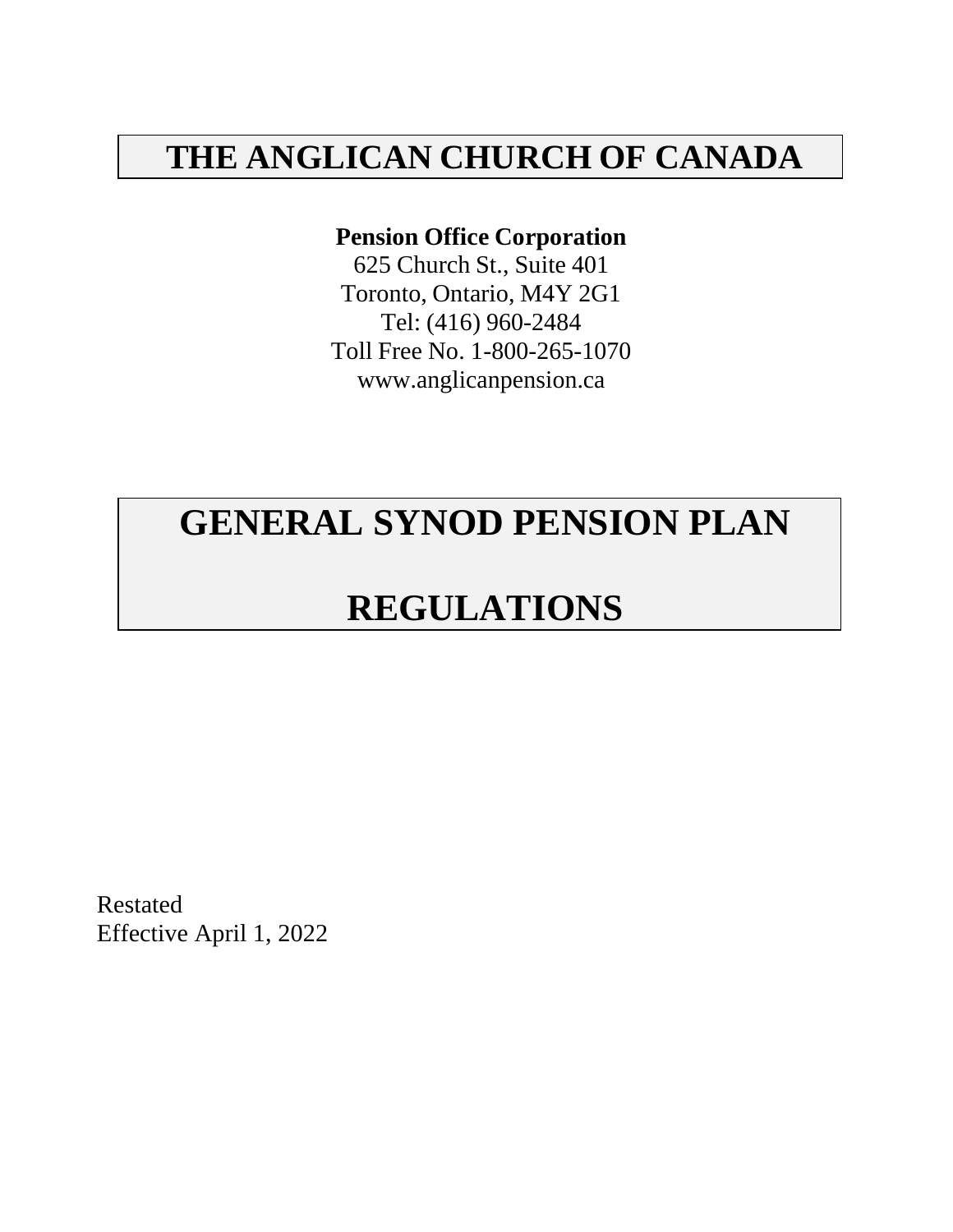# THE ANGLICAN CHURCH OF CANADA

**Pension Office Corporation**

625 Church St., Suite 401
Toronto, Ontario, M4Y 2G1
Tel: (416) 960-2484
Toll Free No. 1-800-265-1070
www.anglicanpension.ca

# GENERAL SYNOD PENSION PLAN

# REGULATIONS

Restated
Effective April 1, 2022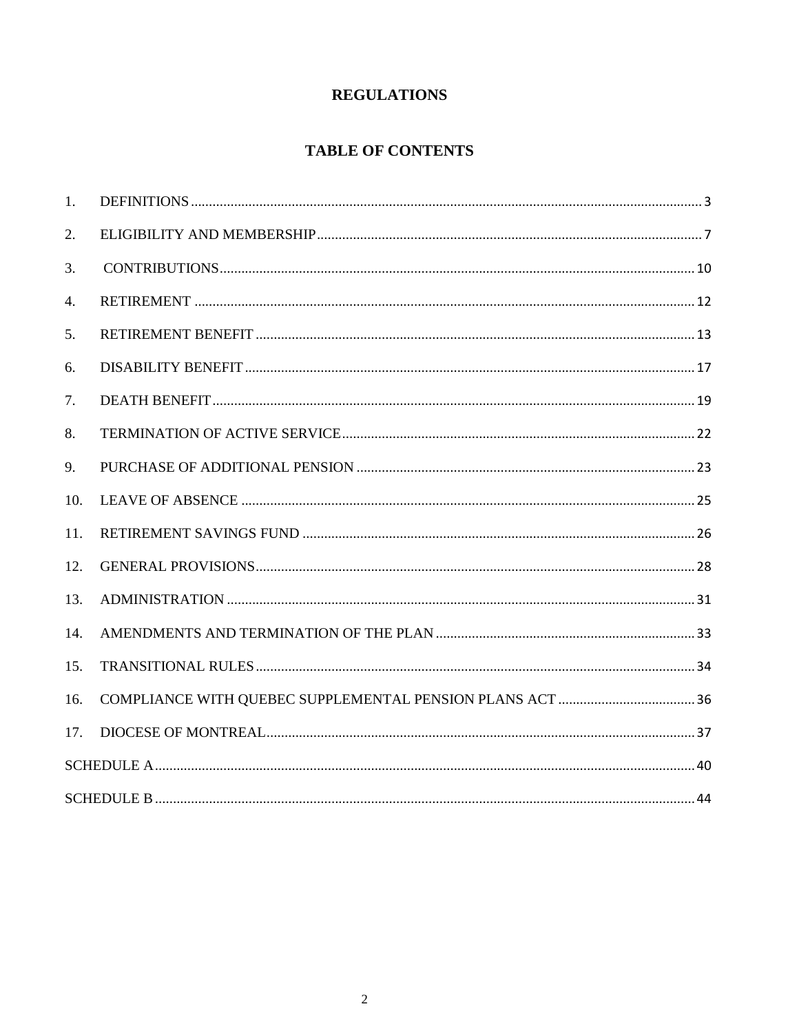# REGULATIONS

## TABLE OF CONTENTS

1. DEFINITIONS ........................................................................ 3
2. ELIGIBILITY AND MEMBERSHIP ........................................................................ 7
3. CONTRIBUTIONS ........................................................................ 10
4. RETIREMENT ........................................................................ 12
5. RETIREMENT BENEFIT ........................................................................ 13
6. DISABILITY BENEFIT ........................................................................ 17
7. DEATH BENEFIT ........................................................................ 19
8. TERMINATION OF ACTIVE SERVICE ........................................................................ 22
9. PURCHASE OF ADDITIONAL PENSION ........................................................................ 23
10. LEAVE OF ABSENCE ........................................................................ 25
11. RETIREMENT SAVINGS FUND ........................................................................ 26
12. GENERAL PROVISIONS ........................................................................ 28
13. ADMINISTRATION ........................................................................ 31
14. AMENDMENTS AND TERMINATION OF THE PLAN ........................................................................ 33
15. TRANSITIONAL RULES ........................................................................ 34
16. COMPLIANCE WITH QUEBEC SUPPLEMENTAL PENSION PLANS ACT ........................................................................ 36
17. DIOCESE OF MONTREAL ........................................................................ 37

SCHEDULE A ........................................................................ 40

SCHEDULE B ........................................................................ 44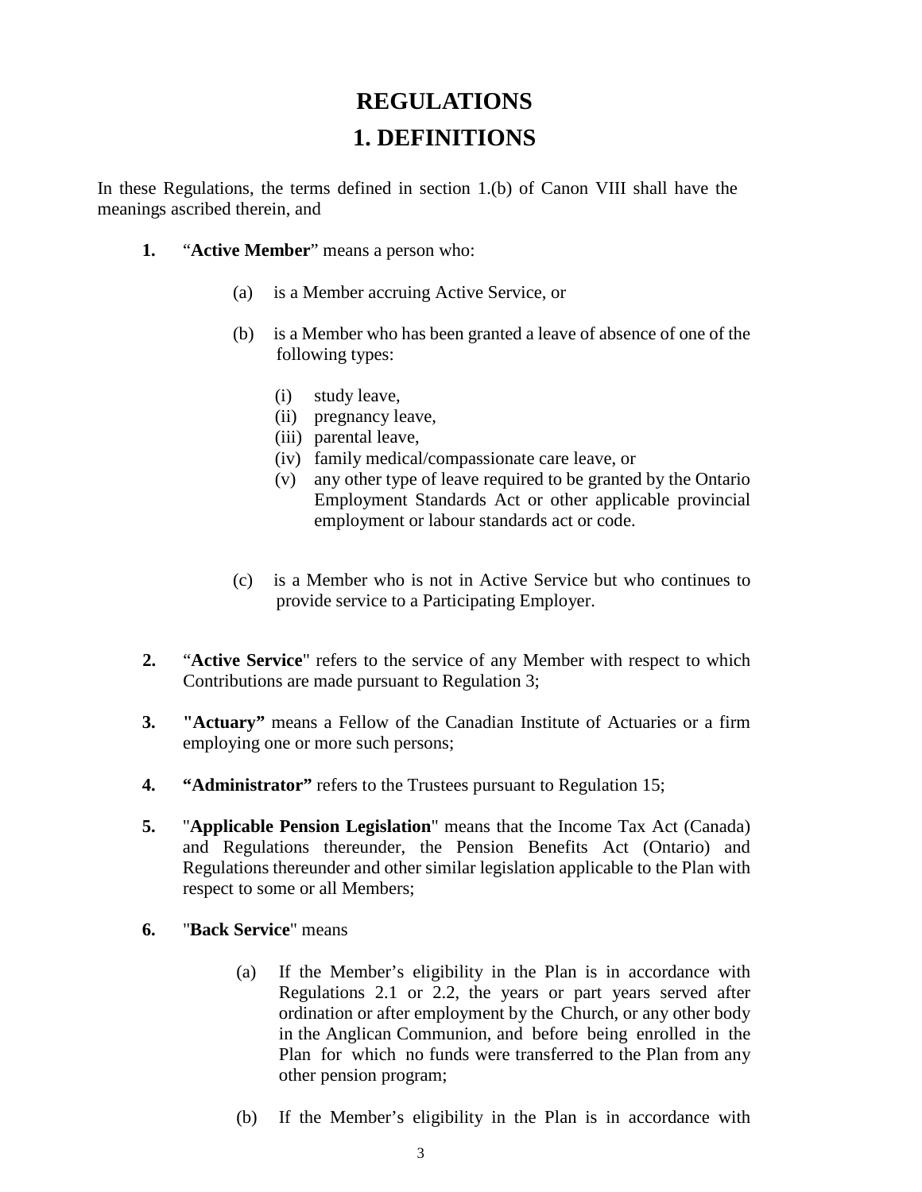# REGULATIONS

# 1. DEFINITIONS

In these Regulations, the terms defined in section 1.(b) of Canon VIII shall have the meanings ascribed therein, and

**1.** "**Active Member**" means a person who:

(a) is a Member accruing Active Service, or

(b) is a Member who has been granted a leave of absence of one of the following types:

(i) study leave,
(ii) pregnancy leave,
(iii) parental leave,
(iv) family medical/compassionate care leave, or
(v) any other type of leave required to be granted by the Ontario Employment Standards Act or other applicable provincial employment or labour standards act or code.

(c) is a Member who is not in Active Service but who continues to provide service to a Participating Employer.

**2.** "**Active Service**" refers to the service of any Member with respect to which Contributions are made pursuant to Regulation 3;

**3.** **"Actuary"** means a Fellow of the Canadian Institute of Actuaries or a firm employing one or more such persons;

**4.** **"Administrator"** refers to the Trustees pursuant to Regulation 15;

**5.** "**Applicable Pension Legislation**" means that the Income Tax Act (Canada) and Regulations thereunder, the Pension Benefits Act (Ontario) and Regulations thereunder and other similar legislation applicable to the Plan with respect to some or all Members;

**6.** "**Back Service**" means

(a) If the Member's eligibility in the Plan is in accordance with Regulations 2.1 or 2.2, the years or part years served after ordination or after employment by the Church, or any other body in the Anglican Communion, and before being enrolled in the Plan for which no funds were transferred to the Plan from any other pension program;

(b) If the Member's eligibility in the Plan is in accordance with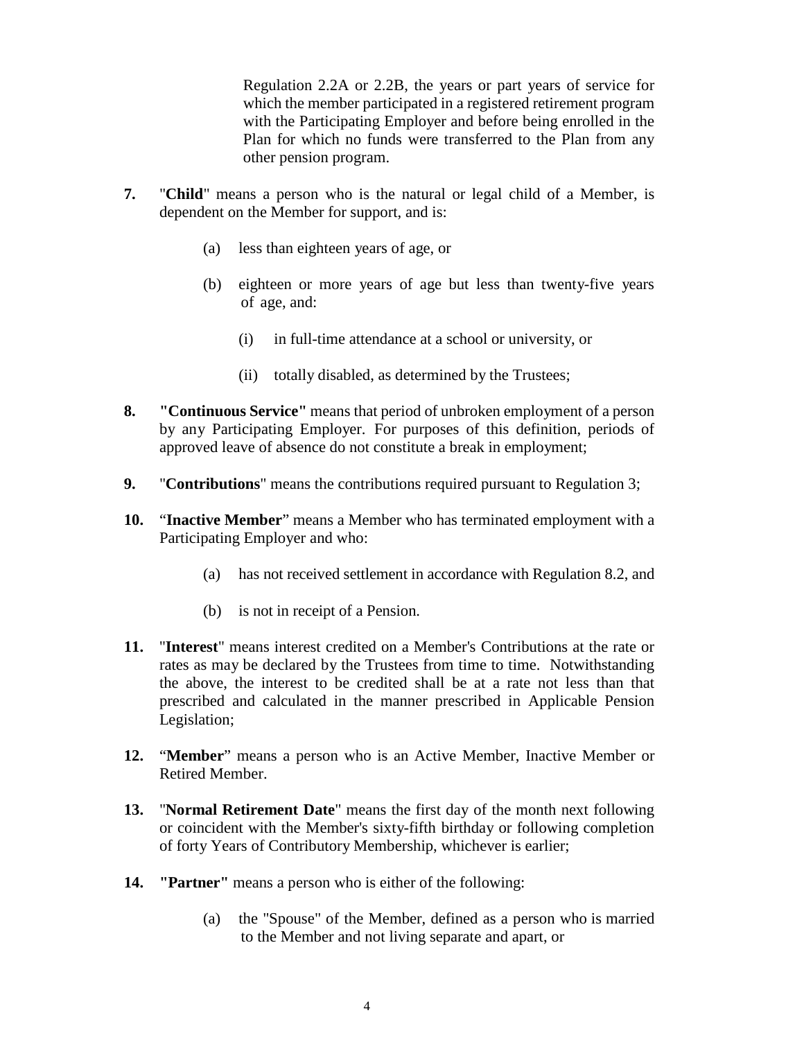Regulation 2.2A or 2.2B, the years or part years of service for which the member participated in a registered retirement program with the Participating Employer and before being enrolled in the Plan for which no funds were transferred to the Plan from any other pension program.

**7.** "**Child**" means a person who is the natural or legal child of a Member, is dependent on the Member for support, and is:

- (a) less than eighteen years of age, or
- (b) eighteen or more years of age but less than twenty-five years of age, and:
  - (i) in full-time attendance at a school or university, or
  - (ii) totally disabled, as determined by the Trustees;

**8.** **"Continuous Service"** means that period of unbroken employment of a person by any Participating Employer. For purposes of this definition, periods of approved leave of absence do not constitute a break in employment;

**9.** "**Contributions**" means the contributions required pursuant to Regulation 3;

**10.** "**Inactive Member**" means a Member who has terminated employment with a Participating Employer and who:

- (a) has not received settlement in accordance with Regulation 8.2, and
- (b) is not in receipt of a Pension.

**11.** "**Interest**" means interest credited on a Member's Contributions at the rate or rates as may be declared by the Trustees from time to time. Notwithstanding the above, the interest to be credited shall be at a rate not less than that prescribed and calculated in the manner prescribed in Applicable Pension Legislation;

**12.** "**Member**" means a person who is an Active Member, Inactive Member or Retired Member.

**13.** "**Normal Retirement Date**" means the first day of the month next following or coincident with the Member's sixty-fifth birthday or following completion of forty Years of Contributory Membership, whichever is earlier;

**14.** **"Partner"** means a person who is either of the following:

- (a) the "Spouse" of the Member, defined as a person who is married to the Member and not living separate and apart, or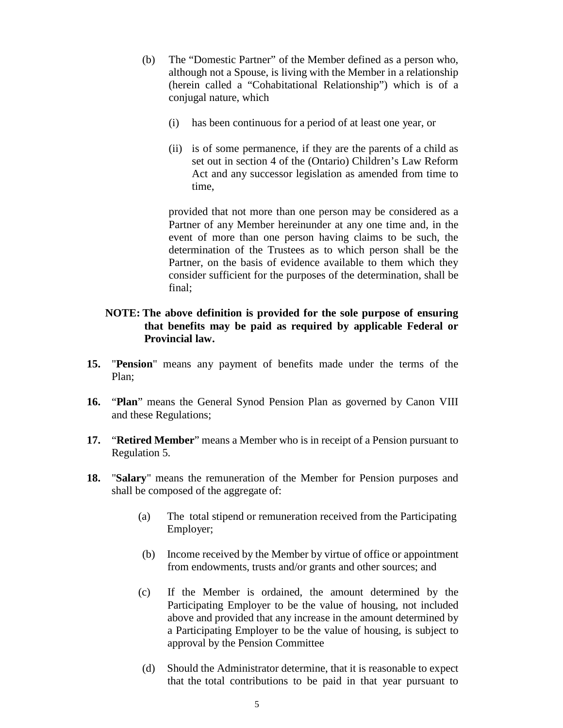(b) The "Domestic Partner" of the Member defined as a person who, although not a Spouse, is living with the Member in a relationship (herein called a "Cohabitational Relationship") which is of a conjugal nature, which

  (i) has been continuous for a period of at least one year, or

  (ii) is of some permanence, if they are the parents of a child as set out in section 4 of the (Ontario) Children's Law Reform Act and any successor legislation as amended from time to time,

  provided that not more than one person may be considered as a Partner of any Member hereinunder at any one time and, in the event of more than one person having claims to be such, the determination of the Trustees as to which person shall be the Partner, on the basis of evidence available to them which they consider sufficient for the purposes of the determination, shall be final;

**NOTE: The above definition is provided for the sole purpose of ensuring that benefits may be paid as required by applicable Federal or Provincial law.**

**15.** "**Pension**" means any payment of benefits made under the terms of the Plan;

**16.** "**Plan**" means the General Synod Pension Plan as governed by Canon VIII and these Regulations;

**17.** "**Retired Member**" means a Member who is in receipt of a Pension pursuant to Regulation 5.

**18.** "**Salary**" means the remuneration of the Member for Pension purposes and shall be composed of the aggregate of:

  (a) The total stipend or remuneration received from the Participating Employer;

  (b) Income received by the Member by virtue of office or appointment from endowments, trusts and/or grants and other sources; and

  (c) If the Member is ordained, the amount determined by the Participating Employer to be the value of housing, not included above and provided that any increase in the amount determined by a Participating Employer to be the value of housing, is subject to approval by the Pension Committee

  (d) Should the Administrator determine, that it is reasonable to expect that the total contributions to be paid in that year pursuant to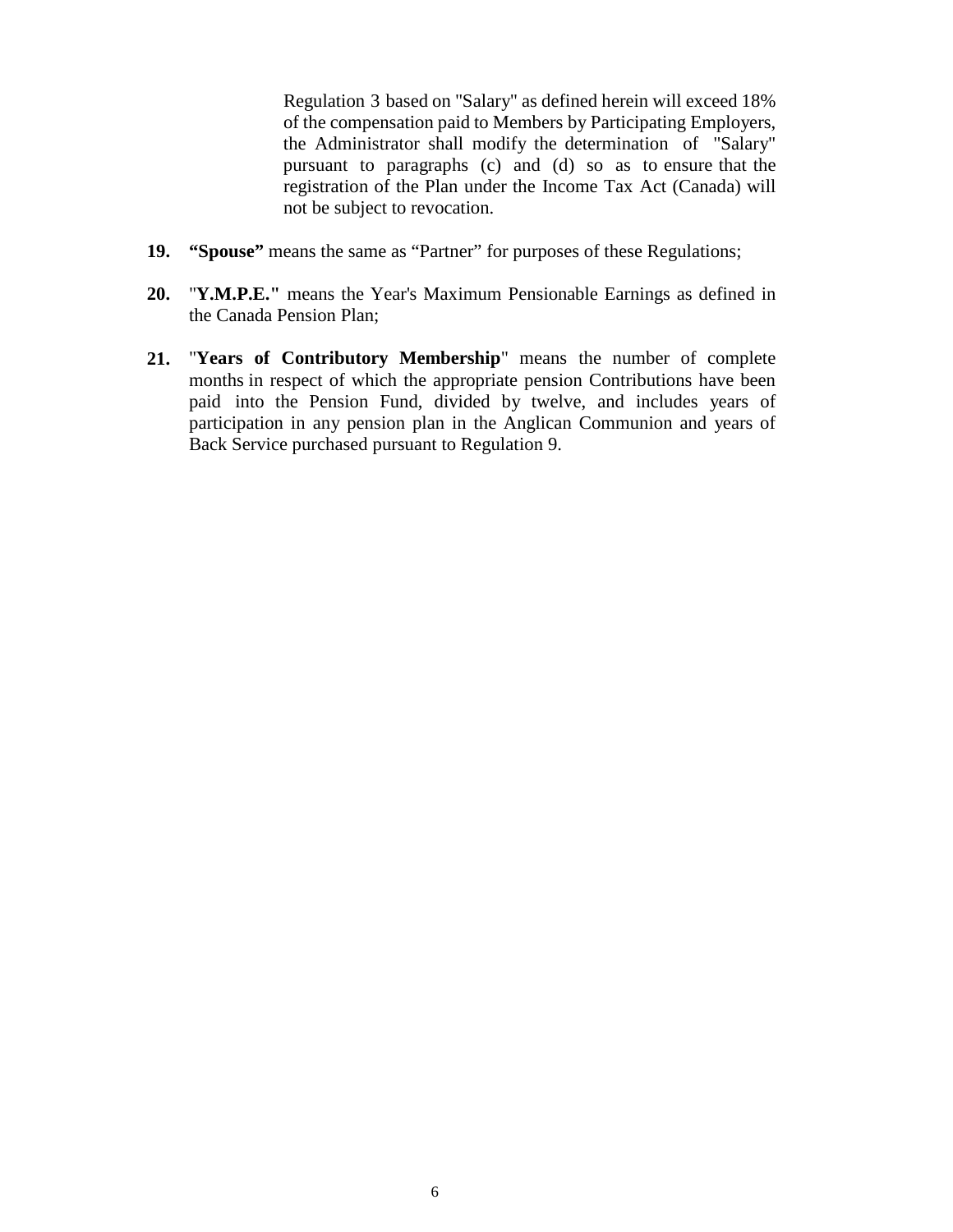Regulation 3 based on "Salary" as defined herein will exceed 18% of the compensation paid to Members by Participating Employers, the Administrator shall modify the determination of "Salary" pursuant to paragraphs (c) and (d) so as to ensure that the registration of the Plan under the Income Tax Act (Canada) will not be subject to revocation.

**19.** **“Spouse”** means the same as “Partner” for purposes of these Regulations;

**20.** "**Y.M.P.E."** means the Year's Maximum Pensionable Earnings as defined in the Canada Pension Plan;

**21.** "**Years of Contributory Membership**" means the number of complete months in respect of which the appropriate pension Contributions have been paid into the Pension Fund, divided by twelve, and includes years of participation in any pension plan in the Anglican Communion and years of Back Service purchased pursuant to Regulation 9.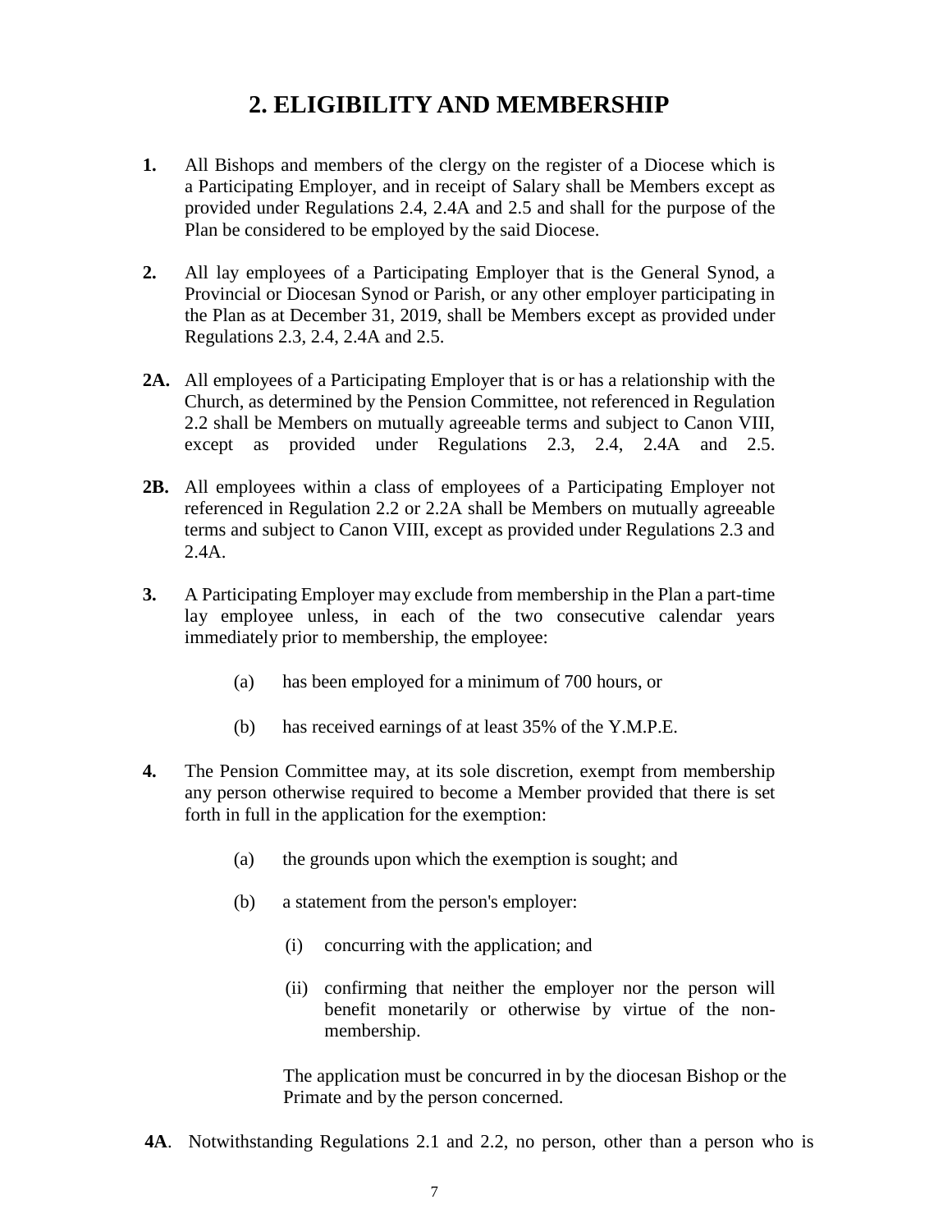# 2. ELIGIBILITY AND MEMBERSHIP

**1.** All Bishops and members of the clergy on the register of a Diocese which is a Participating Employer, and in receipt of Salary shall be Members except as provided under Regulations 2.4, 2.4A and 2.5 and shall for the purpose of the Plan be considered to be employed by the said Diocese.

**2.** All lay employees of a Participating Employer that is the General Synod, a Provincial or Diocesan Synod or Parish, or any other employer participating in the Plan as at December 31, 2019, shall be Members except as provided under Regulations 2.3, 2.4, 2.4A and 2.5.

**2A.** All employees of a Participating Employer that is or has a relationship with the Church, as determined by the Pension Committee, not referenced in Regulation 2.2 shall be Members on mutually agreeable terms and subject to Canon VIII, except as provided under Regulations 2.3, 2.4, 2.4A and 2.5.

**2B.** All employees within a class of employees of a Participating Employer not referenced in Regulation 2.2 or 2.2A shall be Members on mutually agreeable terms and subject to Canon VIII, except as provided under Regulations 2.3 and 2.4A.

**3.** A Participating Employer may exclude from membership in the Plan a part-time lay employee unless, in each of the two consecutive calendar years immediately prior to membership, the employee:

- (a) has been employed for a minimum of 700 hours, or
- (b) has received earnings of at least 35% of the Y.M.P.E.

**4.** The Pension Committee may, at its sole discretion, exempt from membership any person otherwise required to become a Member provided that there is set forth in full in the application for the exemption:

- (a) the grounds upon which the exemption is sought; and
- (b) a statement from the person's employer:
  - (i) concurring with the application; and
  - (ii) confirming that neither the employer nor the person will benefit monetarily or otherwise by virtue of the non-membership.

  The application must be concurred in by the diocesan Bishop or the Primate and by the person concerned.

**4A**. Notwithstanding Regulations 2.1 and 2.2, no person, other than a person who is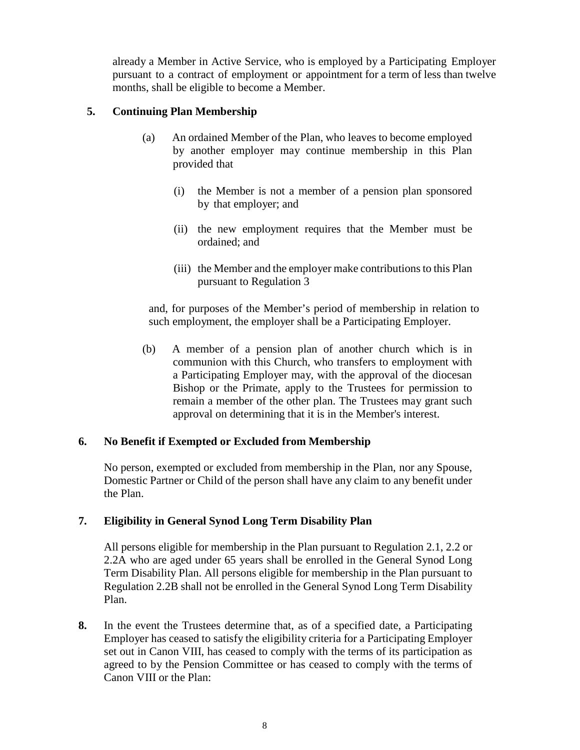already a Member in Active Service, who is employed by a Participating Employer pursuant to a contract of employment or appointment for a term of less than twelve months, shall be eligible to become a Member.

**5. Continuing Plan Membership**

(a) An ordained Member of the Plan, who leaves to become employed by another employer may continue membership in this Plan provided that

(i) the Member is not a member of a pension plan sponsored by that employer; and

(ii) the new employment requires that the Member must be ordained; and

(iii) the Member and the employer make contributions to this Plan pursuant to Regulation 3

and, for purposes of the Member's period of membership in relation to such employment, the employer shall be a Participating Employer.

(b) A member of a pension plan of another church which is in communion with this Church, who transfers to employment with a Participating Employer may, with the approval of the diocesan Bishop or the Primate, apply to the Trustees for permission to remain a member of the other plan. The Trustees may grant such approval on determining that it is in the Member's interest.

**6. No Benefit if Exempted or Excluded from Membership**

No person, exempted or excluded from membership in the Plan, nor any Spouse, Domestic Partner or Child of the person shall have any claim to any benefit under the Plan.

**7. Eligibility in General Synod Long Term Disability Plan**

All persons eligible for membership in the Plan pursuant to Regulation 2.1, 2.2 or 2.2A who are aged under 65 years shall be enrolled in the General Synod Long Term Disability Plan. All persons eligible for membership in the Plan pursuant to Regulation 2.2B shall not be enrolled in the General Synod Long Term Disability Plan.

**8.** In the event the Trustees determine that, as of a specified date, a Participating Employer has ceased to satisfy the eligibility criteria for a Participating Employer set out in Canon VIII, has ceased to comply with the terms of its participation as agreed to by the Pension Committee or has ceased to comply with the terms of Canon VIII or the Plan: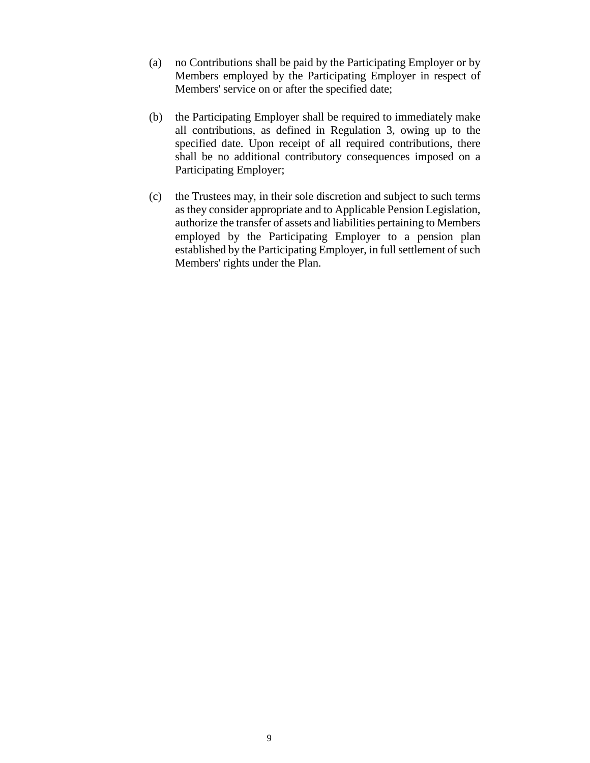(a) no Contributions shall be paid by the Participating Employer or by Members employed by the Participating Employer in respect of Members' service on or after the specified date;

(b) the Participating Employer shall be required to immediately make all contributions, as defined in Regulation 3, owing up to the specified date. Upon receipt of all required contributions, there shall be no additional contributory consequences imposed on a Participating Employer;

(c) the Trustees may, in their sole discretion and subject to such terms as they consider appropriate and to Applicable Pension Legislation, authorize the transfer of assets and liabilities pertaining to Members employed by the Participating Employer to a pension plan established by the Participating Employer, in full settlement of such Members' rights under the Plan.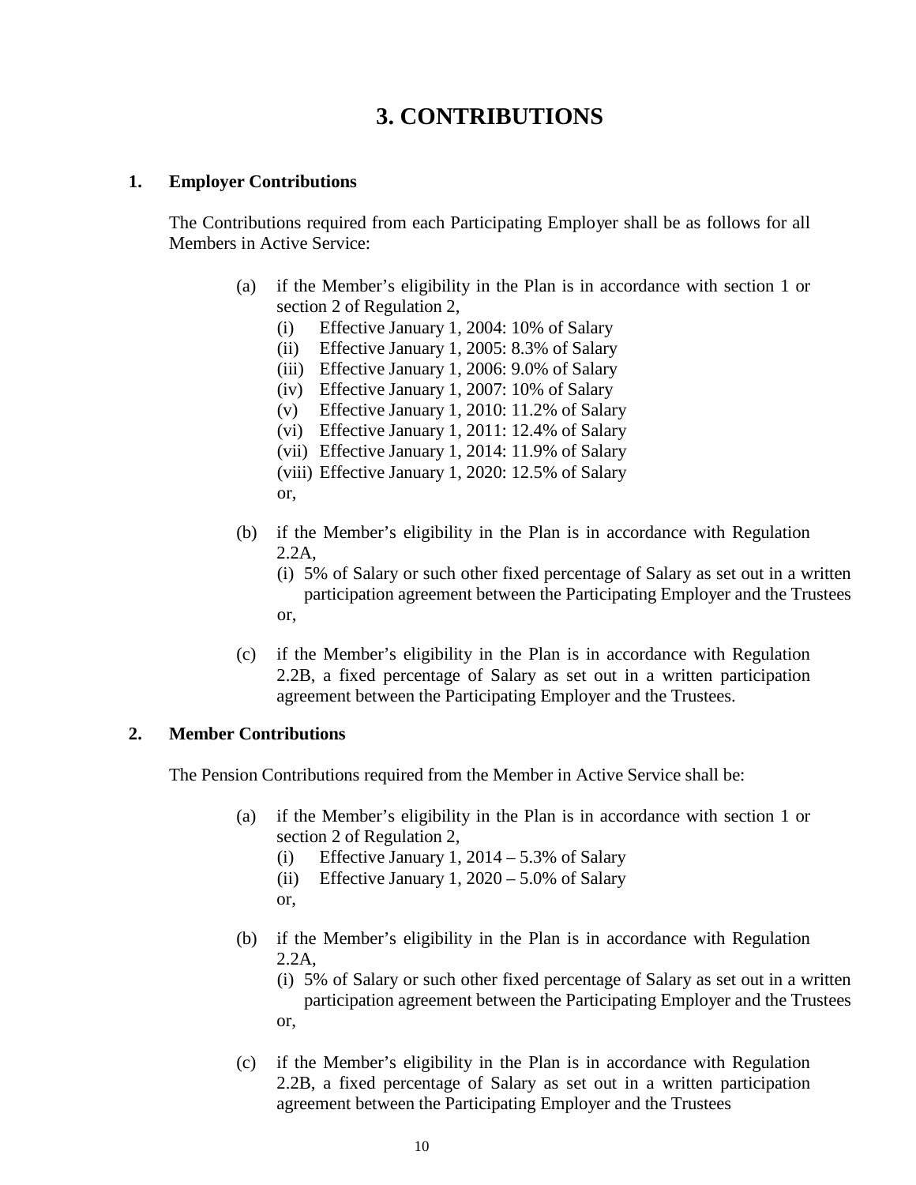# 3. CONTRIBUTIONS

## 1. Employer Contributions

The Contributions required from each Participating Employer shall be as follows for all Members in Active Service:

(a) if the Member's eligibility in the Plan is in accordance with section 1 or section 2 of Regulation 2,

  (i) Effective January 1, 2004: 10% of Salary
  (ii) Effective January 1, 2005: 8.3% of Salary
  (iii) Effective January 1, 2006: 9.0% of Salary
  (iv) Effective January 1, 2007: 10% of Salary
  (v) Effective January 1, 2010: 11.2% of Salary
  (vi) Effective January 1, 2011: 12.4% of Salary
  (vii) Effective January 1, 2014: 11.9% of Salary
  (viii) Effective January 1, 2020: 12.5% of Salary

  or,

(b) if the Member's eligibility in the Plan is in accordance with Regulation 2.2A,

  (i) 5% of Salary or such other fixed percentage of Salary as set out in a written participation agreement between the Participating Employer and the Trustees

  or,

(c) if the Member's eligibility in the Plan is in accordance with Regulation 2.2B, a fixed percentage of Salary as set out in a written participation agreement between the Participating Employer and the Trustees.

## 2. Member Contributions

The Pension Contributions required from the Member in Active Service shall be:

(a) if the Member's eligibility in the Plan is in accordance with section 1 or section 2 of Regulation 2,

  (i) Effective January 1, 2014 – 5.3% of Salary
  (ii) Effective January 1, 2020 – 5.0% of Salary

  or,

(b) if the Member's eligibility in the Plan is in accordance with Regulation 2.2A,

  (i) 5% of Salary or such other fixed percentage of Salary as set out in a written participation agreement between the Participating Employer and the Trustees

  or,

(c) if the Member's eligibility in the Plan is in accordance with Regulation 2.2B, a fixed percentage of Salary as set out in a written participation agreement between the Participating Employer and the Trustees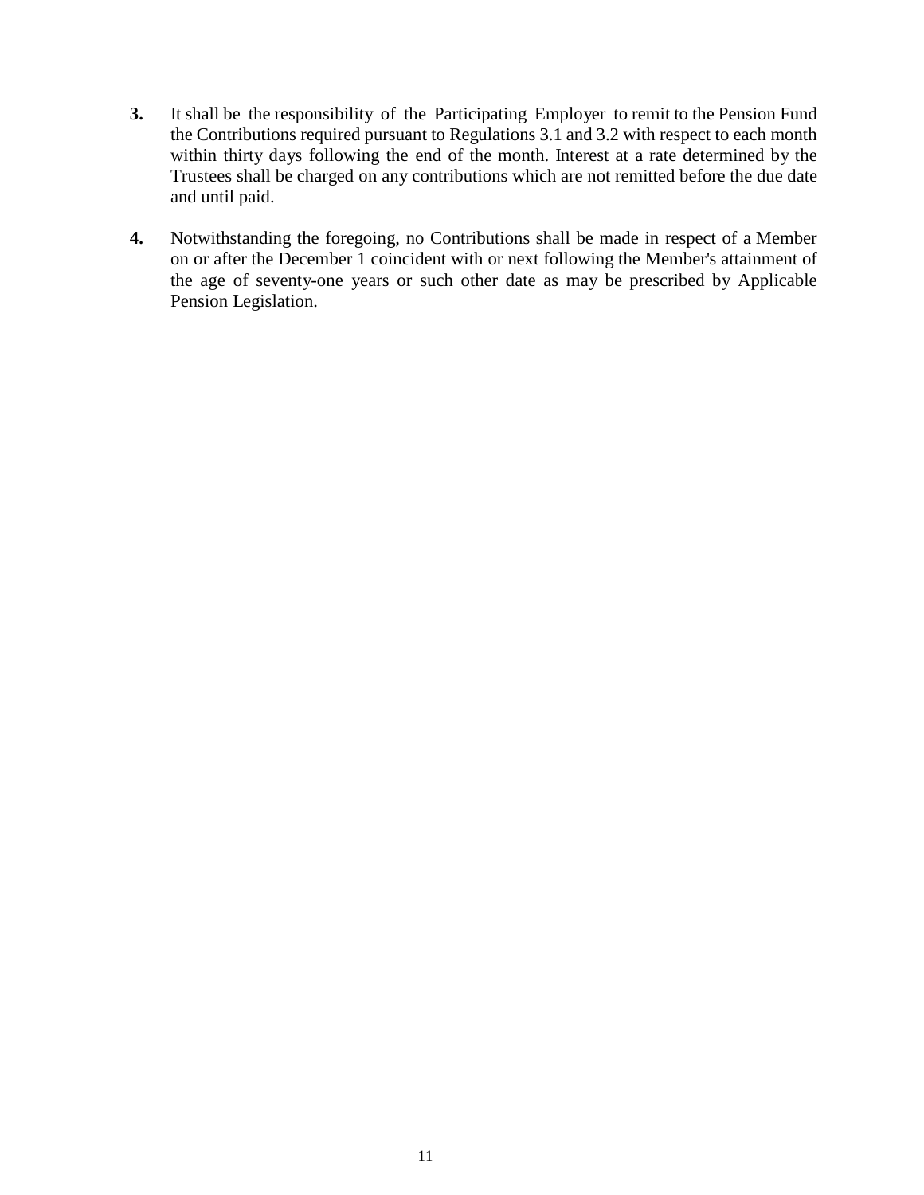**3.** It shall be the responsibility of the Participating Employer to remit to the Pension Fund the Contributions required pursuant to Regulations 3.1 and 3.2 with respect to each month within thirty days following the end of the month. Interest at a rate determined by the Trustees shall be charged on any contributions which are not remitted before the due date and until paid.

**4.** Notwithstanding the foregoing, no Contributions shall be made in respect of a Member on or after the December 1 coincident with or next following the Member's attainment of the age of seventy-one years or such other date as may be prescribed by Applicable Pension Legislation.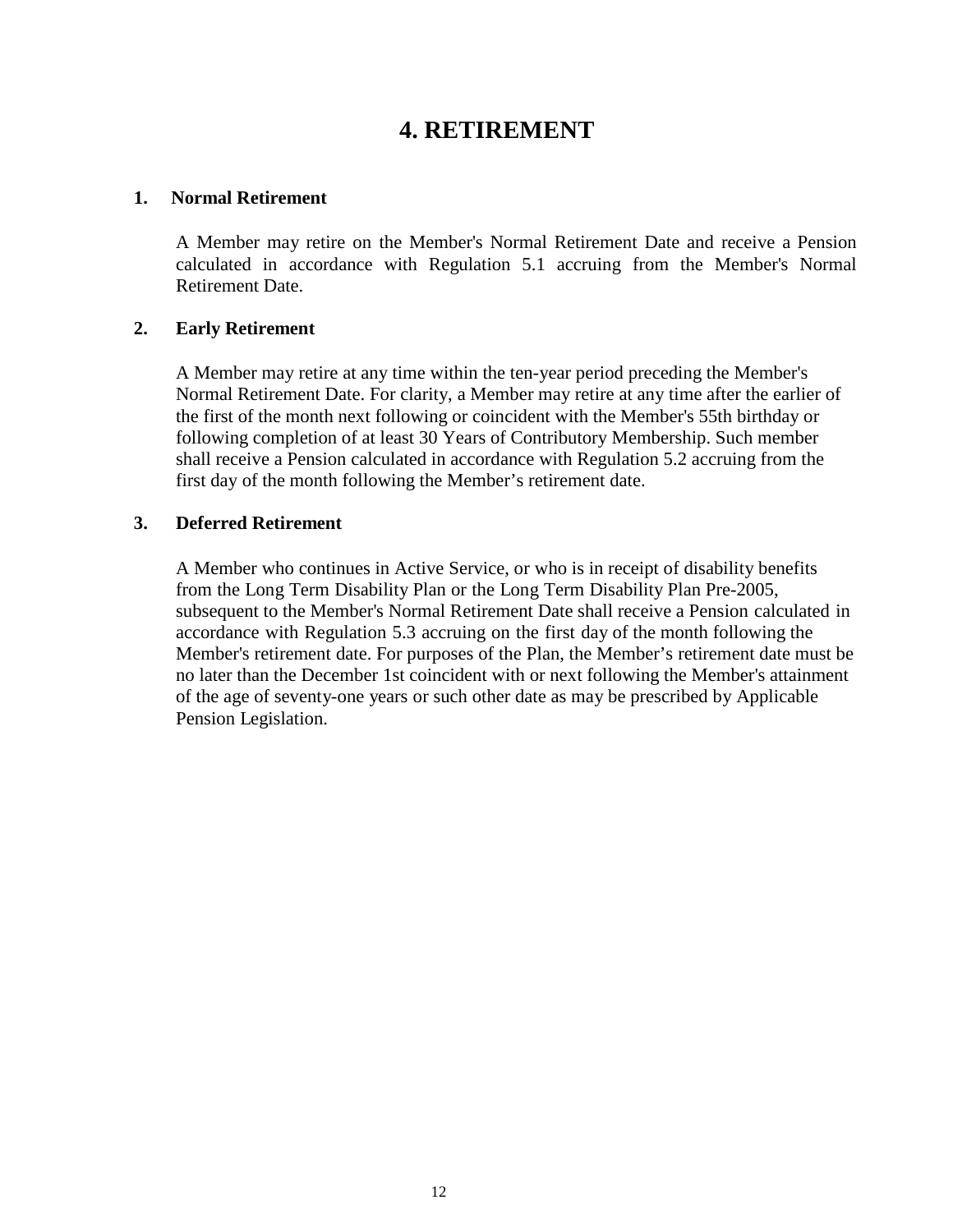# 4. RETIREMENT

**1. Normal Retirement**

A Member may retire on the Member's Normal Retirement Date and receive a Pension calculated in accordance with Regulation 5.1 accruing from the Member's Normal Retirement Date.

**2. Early Retirement**

A Member may retire at any time within the ten-year period preceding the Member's Normal Retirement Date. For clarity, a Member may retire at any time after the earlier of the first of the month next following or coincident with the Member's 55th birthday or following completion of at least 30 Years of Contributory Membership. Such member shall receive a Pension calculated in accordance with Regulation 5.2 accruing from the first day of the month following the Member's retirement date.

**3. Deferred Retirement**

A Member who continues in Active Service, or who is in receipt of disability benefits from the Long Term Disability Plan or the Long Term Disability Plan Pre-2005, subsequent to the Member's Normal Retirement Date shall receive a Pension calculated in accordance with Regulation 5.3 accruing on the first day of the month following the Member's retirement date. For purposes of the Plan, the Member's retirement date must be no later than the December 1st coincident with or next following the Member's attainment of the age of seventy-one years or such other date as may be prescribed by Applicable Pension Legislation.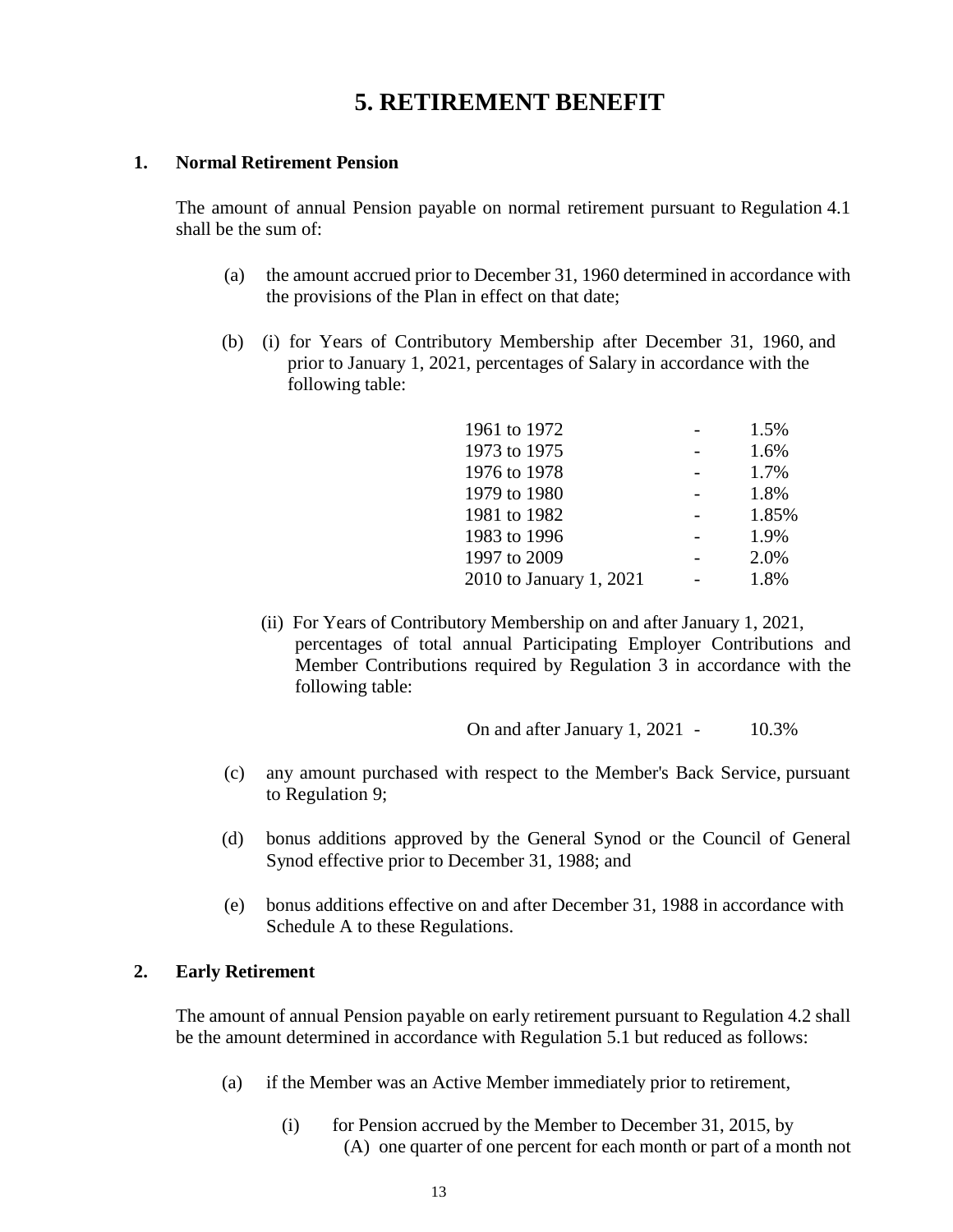# 5. RETIREMENT BENEFIT

## 1. Normal Retirement Pension

The amount of annual Pension payable on normal retirement pursuant to Regulation 4.1 shall be the sum of:

(a) the amount accrued prior to December 31, 1960 determined in accordance with the provisions of the Plan in effect on that date;

(b) (i) for Years of Contributory Membership after December 31, 1960, and prior to January 1, 2021, percentages of Salary in accordance with the following table:

| | | |
|---|---|---|
| 1961 to 1972 | - | 1.5% |
| 1973 to 1975 | - | 1.6% |
| 1976 to 1978 | - | 1.7% |
| 1979 to 1980 | - | 1.8% |
| 1981 to 1982 | - | 1.85% |
| 1983 to 1996 | - | 1.9% |
| 1997 to 2009 | - | 2.0% |
| 2010 to January 1, 2021 | - | 1.8% |

(ii) For Years of Contributory Membership on and after January 1, 2021, percentages of total annual Participating Employer Contributions and Member Contributions required by Regulation 3 in accordance with the following table:

| | | |
|---|---|---|
| On and after January 1, 2021 | - | 10.3% |

(c) any amount purchased with respect to the Member's Back Service, pursuant to Regulation 9;

(d) bonus additions approved by the General Synod or the Council of General Synod effective prior to December 31, 1988; and

(e) bonus additions effective on and after December 31, 1988 in accordance with Schedule A to these Regulations.

## 2. Early Retirement

The amount of annual Pension payable on early retirement pursuant to Regulation 4.2 shall be the amount determined in accordance with Regulation 5.1 but reduced as follows:

(a) if the Member was an Active Member immediately prior to retirement,

(i) for Pension accrued by the Member to December 31, 2015, by
(A) one quarter of one percent for each month or part of a month not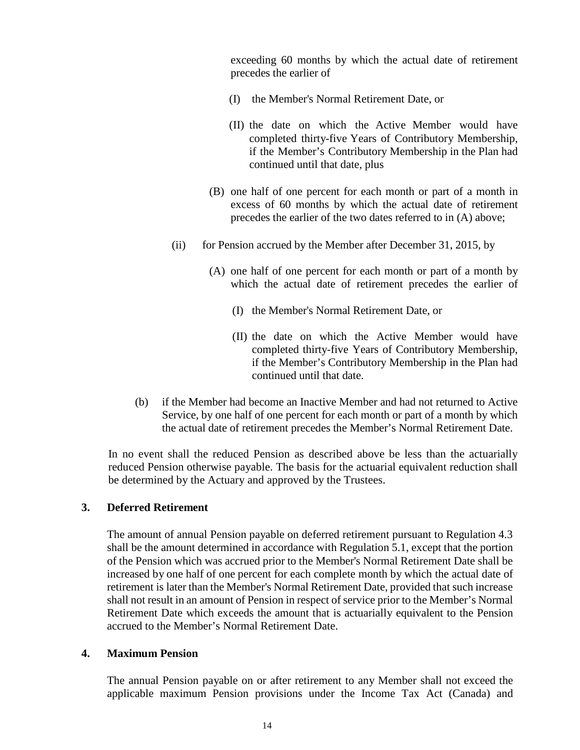exceeding 60 months by which the actual date of retirement precedes the earlier of

(I) the Member's Normal Retirement Date, or

(II) the date on which the Active Member would have completed thirty-five Years of Contributory Membership, if the Member's Contributory Membership in the Plan had continued until that date, plus

(B) one half of one percent for each month or part of a month in excess of 60 months by which the actual date of retirement precedes the earlier of the two dates referred to in (A) above;

(ii) for Pension accrued by the Member after December 31, 2015, by

(A) one half of one percent for each month or part of a month by which the actual date of retirement precedes the earlier of

(I) the Member's Normal Retirement Date, or

(II) the date on which the Active Member would have completed thirty-five Years of Contributory Membership, if the Member's Contributory Membership in the Plan had continued until that date.

(b) if the Member had become an Inactive Member and had not returned to Active Service, by one half of one percent for each month or part of a month by which the actual date of retirement precedes the Member's Normal Retirement Date.

In no event shall the reduced Pension as described above be less than the actuarially reduced Pension otherwise payable. The basis for the actuarial equivalent reduction shall be determined by the Actuary and approved by the Trustees.

**3. Deferred Retirement**

The amount of annual Pension payable on deferred retirement pursuant to Regulation 4.3 shall be the amount determined in accordance with Regulation 5.1, except that the portion of the Pension which was accrued prior to the Member's Normal Retirement Date shall be increased by one half of one percent for each complete month by which the actual date of retirement is later than the Member's Normal Retirement Date, provided that such increase shall not result in an amount of Pension in respect of service prior to the Member's Normal Retirement Date which exceeds the amount that is actuarially equivalent to the Pension accrued to the Member's Normal Retirement Date.

**4. Maximum Pension**

The annual Pension payable on or after retirement to any Member shall not exceed the applicable maximum Pension provisions under the Income Tax Act (Canada) and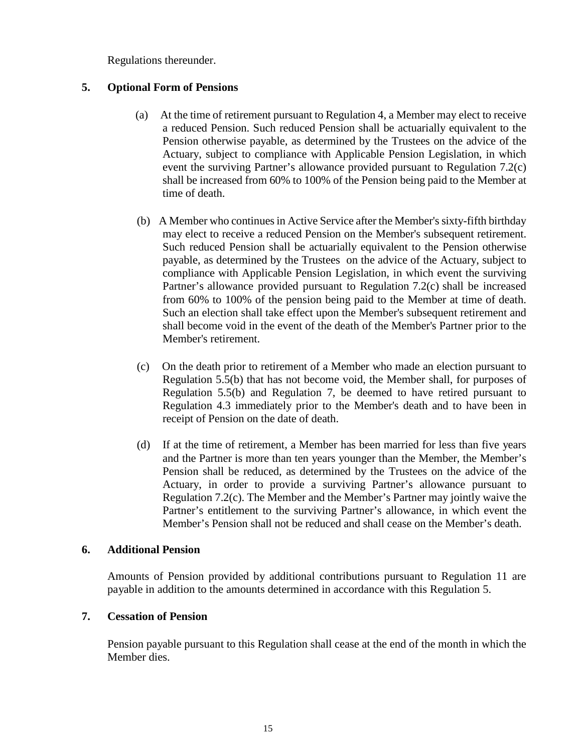Regulations thereunder.

**5. Optional Form of Pensions**

(a) At the time of retirement pursuant to Regulation 4, a Member may elect to receive a reduced Pension. Such reduced Pension shall be actuarially equivalent to the Pension otherwise payable, as determined by the Trustees on the advice of the Actuary, subject to compliance with Applicable Pension Legislation, in which event the surviving Partner's allowance provided pursuant to Regulation 7.2(c) shall be increased from 60% to 100% of the Pension being paid to the Member at time of death.

(b) A Member who continues in Active Service after the Member's sixty-fifth birthday may elect to receive a reduced Pension on the Member's subsequent retirement. Such reduced Pension shall be actuarially equivalent to the Pension otherwise payable, as determined by the Trustees on the advice of the Actuary, subject to compliance with Applicable Pension Legislation, in which event the surviving Partner's allowance provided pursuant to Regulation 7.2(c) shall be increased from 60% to 100% of the pension being paid to the Member at time of death. Such an election shall take effect upon the Member's subsequent retirement and shall become void in the event of the death of the Member's Partner prior to the Member's retirement.

(c) On the death prior to retirement of a Member who made an election pursuant to Regulation 5.5(b) that has not become void, the Member shall, for purposes of Regulation 5.5(b) and Regulation 7, be deemed to have retired pursuant to Regulation 4.3 immediately prior to the Member's death and to have been in receipt of Pension on the date of death.

(d) If at the time of retirement, a Member has been married for less than five years and the Partner is more than ten years younger than the Member, the Member's Pension shall be reduced, as determined by the Trustees on the advice of the Actuary, in order to provide a surviving Partner's allowance pursuant to Regulation 7.2(c). The Member and the Member's Partner may jointly waive the Partner's entitlement to the surviving Partner's allowance, in which event the Member's Pension shall not be reduced and shall cease on the Member's death.

**6. Additional Pension**

Amounts of Pension provided by additional contributions pursuant to Regulation 11 are payable in addition to the amounts determined in accordance with this Regulation 5.

**7. Cessation of Pension**

Pension payable pursuant to this Regulation shall cease at the end of the month in which the Member dies.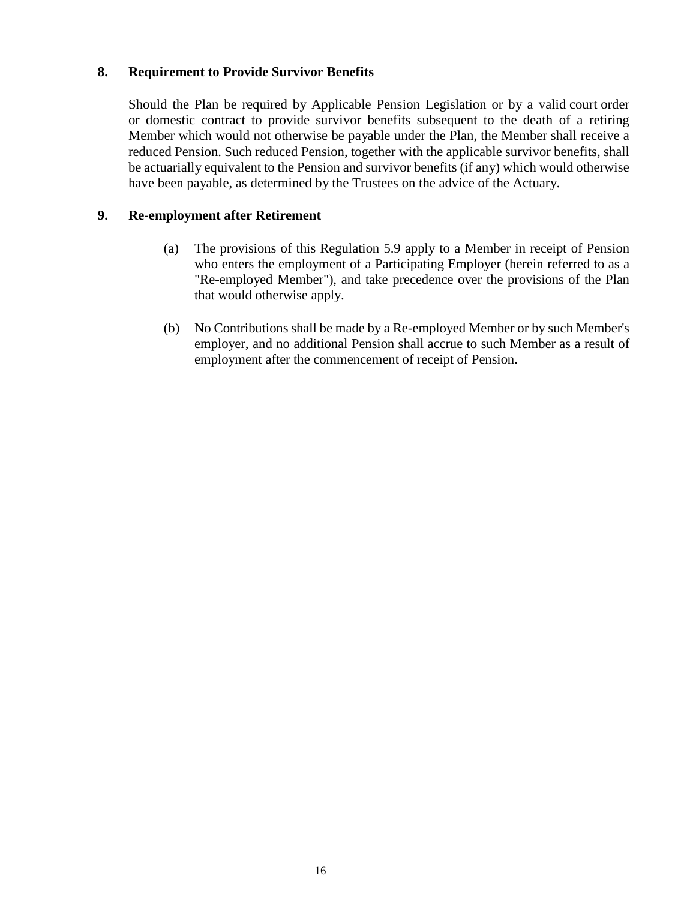### 8. Requirement to Provide Survivor Benefits

Should the Plan be required by Applicable Pension Legislation or by a valid court order or domestic contract to provide survivor benefits subsequent to the death of a retiring Member which would not otherwise be payable under the Plan, the Member shall receive a reduced Pension. Such reduced Pension, together with the applicable survivor benefits, shall be actuarially equivalent to the Pension and survivor benefits (if any) which would otherwise have been payable, as determined by the Trustees on the advice of the Actuary.

### 9. Re-employment after Retirement

(a) The provisions of this Regulation 5.9 apply to a Member in receipt of Pension who enters the employment of a Participating Employer (herein referred to as a "Re-employed Member"), and take precedence over the provisions of the Plan that would otherwise apply.

(b) No Contributions shall be made by a Re-employed Member or by such Member's employer, and no additional Pension shall accrue to such Member as a result of employment after the commencement of receipt of Pension.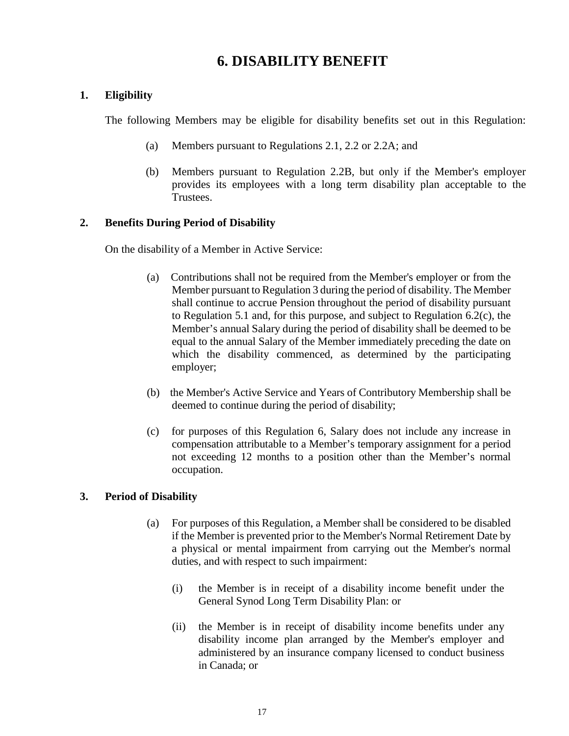# 6. DISABILITY BENEFIT

## 1. Eligibility

The following Members may be eligible for disability benefits set out in this Regulation:

(a) Members pursuant to Regulations 2.1, 2.2 or 2.2A; and

(b) Members pursuant to Regulation 2.2B, but only if the Member's employer provides its employees with a long term disability plan acceptable to the Trustees.

## 2. Benefits During Period of Disability

On the disability of a Member in Active Service:

(a) Contributions shall not be required from the Member's employer or from the Member pursuant to Regulation 3 during the period of disability. The Member shall continue to accrue Pension throughout the period of disability pursuant to Regulation 5.1 and, for this purpose, and subject to Regulation 6.2(c), the Member's annual Salary during the period of disability shall be deemed to be equal to the annual Salary of the Member immediately preceding the date on which the disability commenced, as determined by the participating employer;

(b) the Member's Active Service and Years of Contributory Membership shall be deemed to continue during the period of disability;

(c) for purposes of this Regulation 6, Salary does not include any increase in compensation attributable to a Member's temporary assignment for a period not exceeding 12 months to a position other than the Member's normal occupation.

## 3. Period of Disability

(a) For purposes of this Regulation, a Member shall be considered to be disabled if the Member is prevented prior to the Member's Normal Retirement Date by a physical or mental impairment from carrying out the Member's normal duties, and with respect to such impairment:

   (i) the Member is in receipt of a disability income benefit under the General Synod Long Term Disability Plan: or

   (ii) the Member is in receipt of disability income benefits under any disability income plan arranged by the Member's employer and administered by an insurance company licensed to conduct business in Canada; or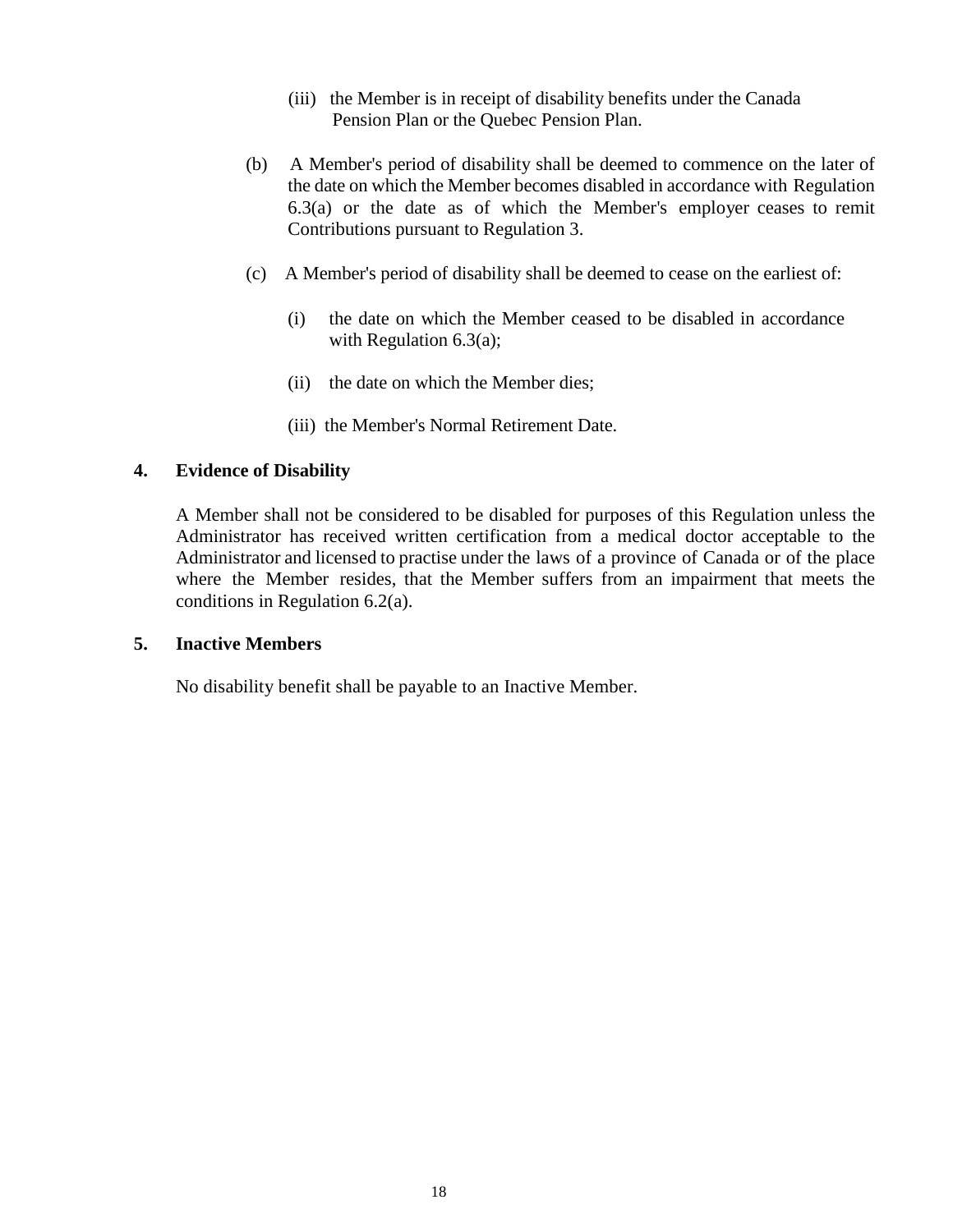(iii) the Member is in receipt of disability benefits under the Canada Pension Plan or the Quebec Pension Plan.

(b) A Member's period of disability shall be deemed to commence on the later of the date on which the Member becomes disabled in accordance with Regulation 6.3(a) or the date as of which the Member's employer ceases to remit Contributions pursuant to Regulation 3.

(c) A Member's period of disability shall be deemed to cease on the earliest of:

(i) the date on which the Member ceased to be disabled in accordance with Regulation 6.3(a);

(ii) the date on which the Member dies;

(iii) the Member's Normal Retirement Date.

**4. Evidence of Disability**

A Member shall not be considered to be disabled for purposes of this Regulation unless the Administrator has received written certification from a medical doctor acceptable to the Administrator and licensed to practise under the laws of a province of Canada or of the place where the Member resides, that the Member suffers from an impairment that meets the conditions in Regulation 6.2(a).

**5. Inactive Members**

No disability benefit shall be payable to an Inactive Member.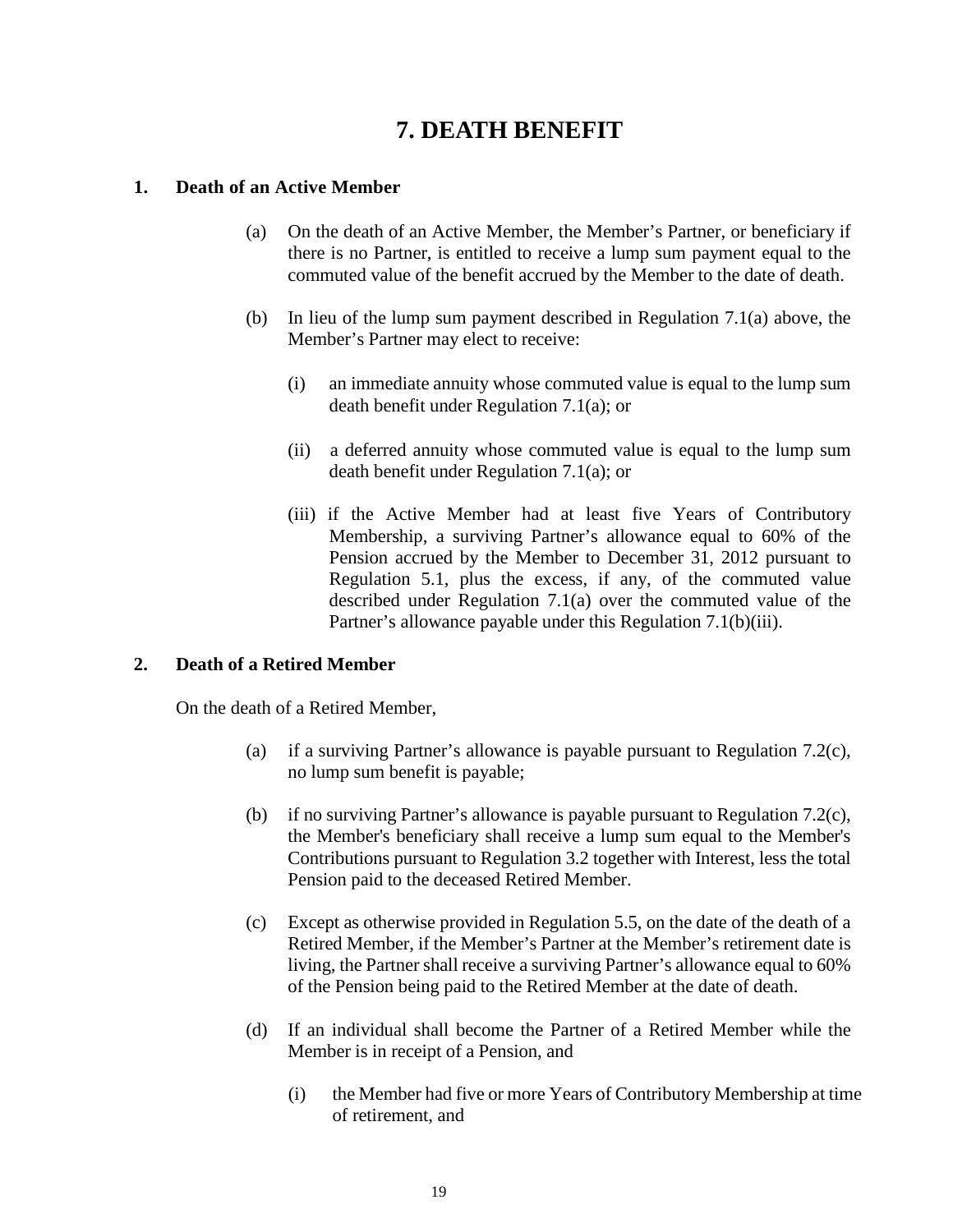# 7. DEATH BENEFIT

**1. Death of an Active Member**

(a) On the death of an Active Member, the Member's Partner, or beneficiary if there is no Partner, is entitled to receive a lump sum payment equal to the commuted value of the benefit accrued by the Member to the date of death.

(b) In lieu of the lump sum payment described in Regulation 7.1(a) above, the Member's Partner may elect to receive:

(i) an immediate annuity whose commuted value is equal to the lump sum death benefit under Regulation 7.1(a); or

(ii) a deferred annuity whose commuted value is equal to the lump sum death benefit under Regulation 7.1(a); or

(iii) if the Active Member had at least five Years of Contributory Membership, a surviving Partner's allowance equal to 60% of the Pension accrued by the Member to December 31, 2012 pursuant to Regulation 5.1, plus the excess, if any, of the commuted value described under Regulation 7.1(a) over the commuted value of the Partner's allowance payable under this Regulation 7.1(b)(iii).

**2. Death of a Retired Member**

On the death of a Retired Member,

(a) if a surviving Partner's allowance is payable pursuant to Regulation 7.2(c), no lump sum benefit is payable;

(b) if no surviving Partner's allowance is payable pursuant to Regulation 7.2(c), the Member's beneficiary shall receive a lump sum equal to the Member's Contributions pursuant to Regulation 3.2 together with Interest, less the total Pension paid to the deceased Retired Member.

(c) Except as otherwise provided in Regulation 5.5, on the date of the death of a Retired Member, if the Member's Partner at the Member's retirement date is living, the Partner shall receive a surviving Partner's allowance equal to 60% of the Pension being paid to the Retired Member at the date of death.

(d) If an individual shall become the Partner of a Retired Member while the Member is in receipt of a Pension, and

(i) the Member had five or more Years of Contributory Membership at time of retirement, and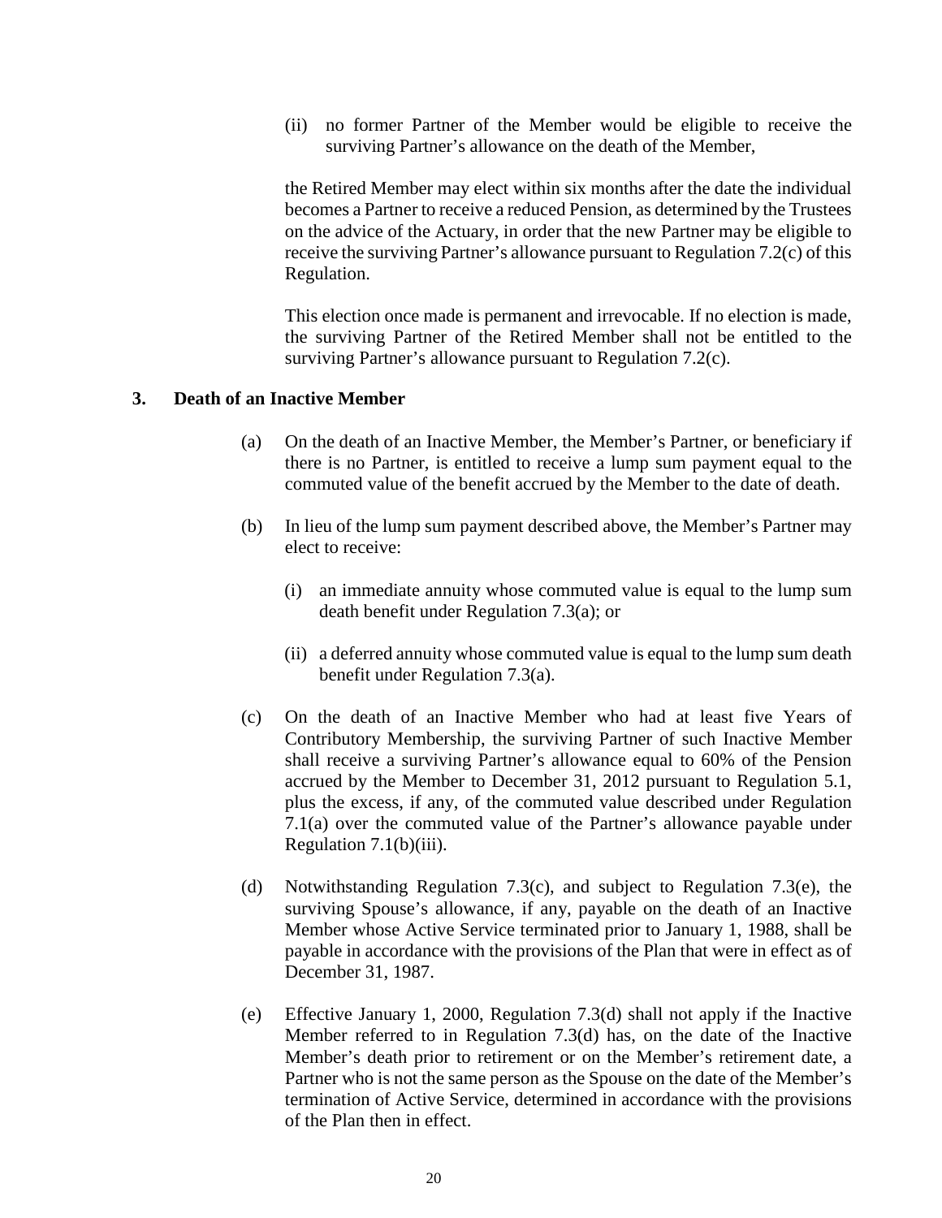(ii) no former Partner of the Member would be eligible to receive the surviving Partner's allowance on the death of the Member,

the Retired Member may elect within six months after the date the individual becomes a Partner to receive a reduced Pension, as determined by the Trustees on the advice of the Actuary, in order that the new Partner may be eligible to receive the surviving Partner's allowance pursuant to Regulation 7.2(c) of this Regulation.

This election once made is permanent and irrevocable. If no election is made, the surviving Partner of the Retired Member shall not be entitled to the surviving Partner's allowance pursuant to Regulation 7.2(c).

### 3. Death of an Inactive Member

(a) On the death of an Inactive Member, the Member's Partner, or beneficiary if there is no Partner, is entitled to receive a lump sum payment equal to the commuted value of the benefit accrued by the Member to the date of death.

(b) In lieu of the lump sum payment described above, the Member's Partner may elect to receive:

   (i) an immediate annuity whose commuted value is equal to the lump sum death benefit under Regulation 7.3(a); or

   (ii) a deferred annuity whose commuted value is equal to the lump sum death benefit under Regulation 7.3(a).

(c) On the death of an Inactive Member who had at least five Years of Contributory Membership, the surviving Partner of such Inactive Member shall receive a surviving Partner's allowance equal to 60% of the Pension accrued by the Member to December 31, 2012 pursuant to Regulation 5.1, plus the excess, if any, of the commuted value described under Regulation 7.1(a) over the commuted value of the Partner's allowance payable under Regulation 7.1(b)(iii).

(d) Notwithstanding Regulation 7.3(c), and subject to Regulation 7.3(e), the surviving Spouse's allowance, if any, payable on the death of an Inactive Member whose Active Service terminated prior to January 1, 1988, shall be payable in accordance with the provisions of the Plan that were in effect as of December 31, 1987.

(e) Effective January 1, 2000, Regulation 7.3(d) shall not apply if the Inactive Member referred to in Regulation 7.3(d) has, on the date of the Inactive Member's death prior to retirement or on the Member's retirement date, a Partner who is not the same person as the Spouse on the date of the Member's termination of Active Service, determined in accordance with the provisions of the Plan then in effect.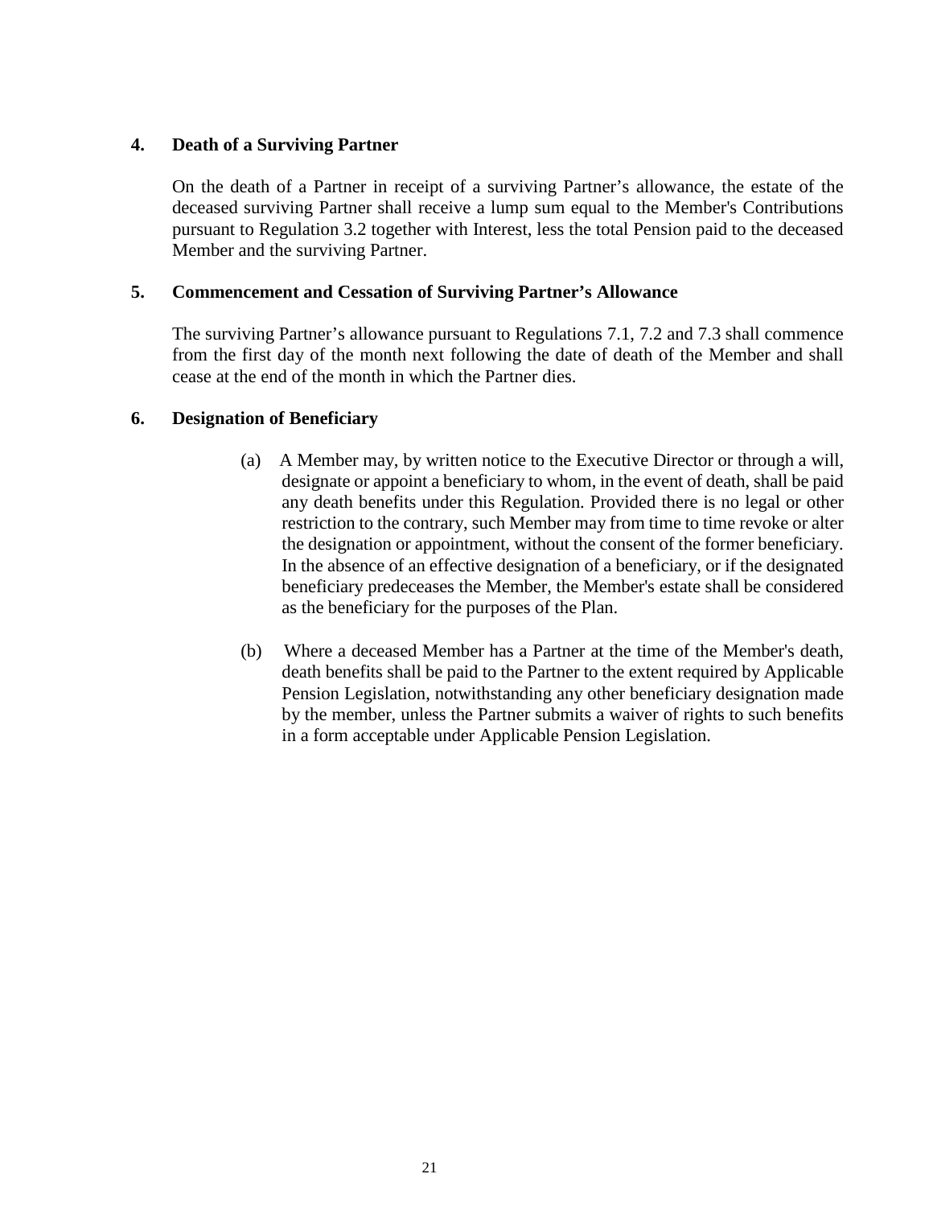### 4. Death of a Surviving Partner

On the death of a Partner in receipt of a surviving Partner's allowance, the estate of the deceased surviving Partner shall receive a lump sum equal to the Member's Contributions pursuant to Regulation 3.2 together with Interest, less the total Pension paid to the deceased Member and the surviving Partner.

### 5. Commencement and Cessation of Surviving Partner's Allowance

The surviving Partner's allowance pursuant to Regulations 7.1, 7.2 and 7.3 shall commence from the first day of the month next following the date of death of the Member and shall cease at the end of the month in which the Partner dies.

### 6. Designation of Beneficiary

(a) A Member may, by written notice to the Executive Director or through a will, designate or appoint a beneficiary to whom, in the event of death, shall be paid any death benefits under this Regulation. Provided there is no legal or other restriction to the contrary, such Member may from time to time revoke or alter the designation or appointment, without the consent of the former beneficiary. In the absence of an effective designation of a beneficiary, or if the designated beneficiary predeceases the Member, the Member's estate shall be considered as the beneficiary for the purposes of the Plan.

(b) Where a deceased Member has a Partner at the time of the Member's death, death benefits shall be paid to the Partner to the extent required by Applicable Pension Legislation, notwithstanding any other beneficiary designation made by the member, unless the Partner submits a waiver of rights to such benefits in a form acceptable under Applicable Pension Legislation.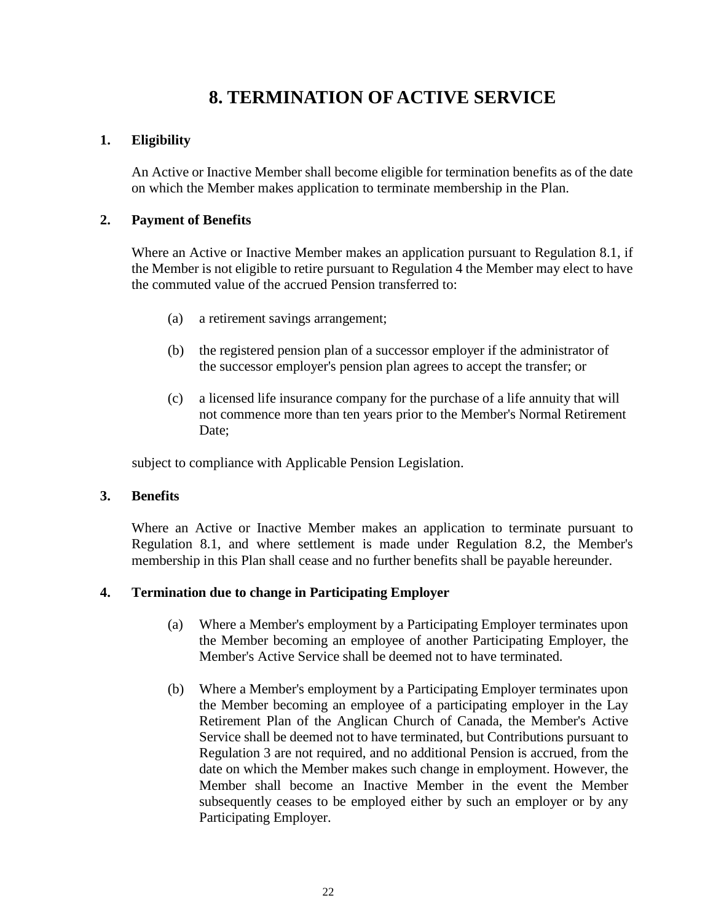# 8. TERMINATION OF ACTIVE SERVICE

## 1. Eligibility

An Active or Inactive Member shall become eligible for termination benefits as of the date on which the Member makes application to terminate membership in the Plan.

## 2. Payment of Benefits

Where an Active or Inactive Member makes an application pursuant to Regulation 8.1, if the Member is not eligible to retire pursuant to Regulation 4 the Member may elect to have the commuted value of the accrued Pension transferred to:

(a) a retirement savings arrangement;

(b) the registered pension plan of a successor employer if the administrator of the successor employer's pension plan agrees to accept the transfer; or

(c) a licensed life insurance company for the purchase of a life annuity that will not commence more than ten years prior to the Member's Normal Retirement Date;

subject to compliance with Applicable Pension Legislation.

## 3. Benefits

Where an Active or Inactive Member makes an application to terminate pursuant to Regulation 8.1, and where settlement is made under Regulation 8.2, the Member's membership in this Plan shall cease and no further benefits shall be payable hereunder.

## 4. Termination due to change in Participating Employer

(a) Where a Member's employment by a Participating Employer terminates upon the Member becoming an employee of another Participating Employer, the Member's Active Service shall be deemed not to have terminated.

(b) Where a Member's employment by a Participating Employer terminates upon the Member becoming an employee of a participating employer in the Lay Retirement Plan of the Anglican Church of Canada, the Member's Active Service shall be deemed not to have terminated, but Contributions pursuant to Regulation 3 are not required, and no additional Pension is accrued, from the date on which the Member makes such change in employment. However, the Member shall become an Inactive Member in the event the Member subsequently ceases to be employed either by such an employer or by any Participating Employer.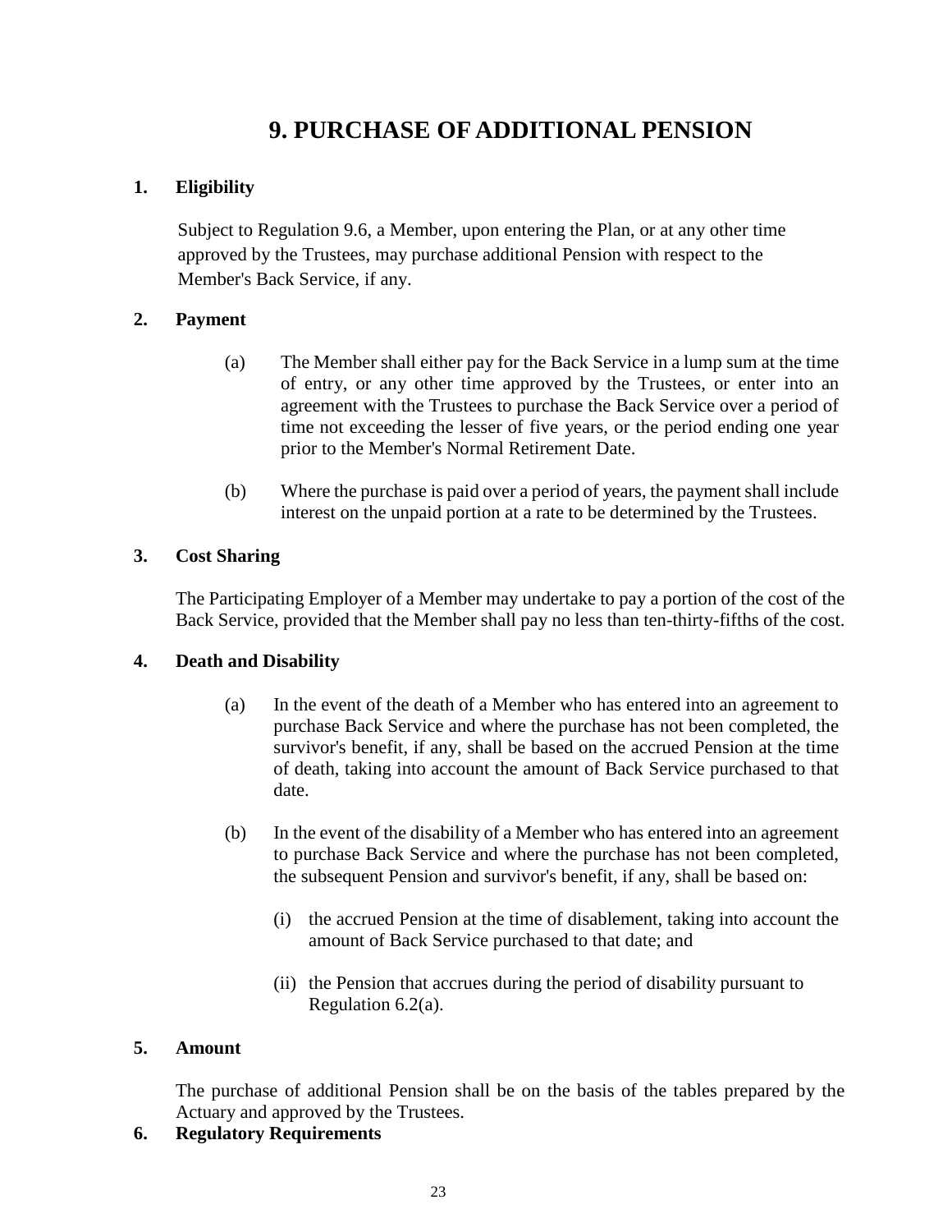# 9. PURCHASE OF ADDITIONAL PENSION

**1. Eligibility**

Subject to Regulation 9.6, a Member, upon entering the Plan, or at any other time approved by the Trustees, may purchase additional Pension with respect to the Member's Back Service, if any.

**2. Payment**

(a) The Member shall either pay for the Back Service in a lump sum at the time of entry, or any other time approved by the Trustees, or enter into an agreement with the Trustees to purchase the Back Service over a period of time not exceeding the lesser of five years, or the period ending one year prior to the Member's Normal Retirement Date.

(b) Where the purchase is paid over a period of years, the payment shall include interest on the unpaid portion at a rate to be determined by the Trustees.

**3. Cost Sharing**

The Participating Employer of a Member may undertake to pay a portion of the cost of the Back Service, provided that the Member shall pay no less than ten-thirty-fifths of the cost.

**4. Death and Disability**

(a) In the event of the death of a Member who has entered into an agreement to purchase Back Service and where the purchase has not been completed, the survivor's benefit, if any, shall be based on the accrued Pension at the time of death, taking into account the amount of Back Service purchased to that date.

(b) In the event of the disability of a Member who has entered into an agreement to purchase Back Service and where the purchase has not been completed, the subsequent Pension and survivor's benefit, if any, shall be based on:

(i) the accrued Pension at the time of disablement, taking into account the amount of Back Service purchased to that date; and

(ii) the Pension that accrues during the period of disability pursuant to Regulation 6.2(a).

**5. Amount**

The purchase of additional Pension shall be on the basis of the tables prepared by the Actuary and approved by the Trustees.

**6. Regulatory Requirements**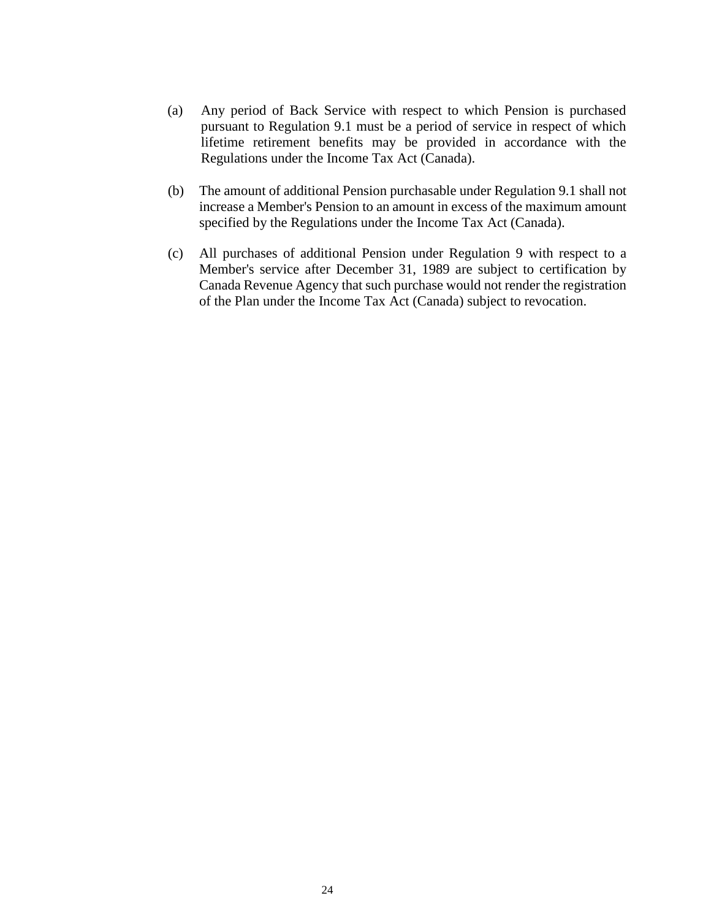(a) Any period of Back Service with respect to which Pension is purchased pursuant to Regulation 9.1 must be a period of service in respect of which lifetime retirement benefits may be provided in accordance with the Regulations under the Income Tax Act (Canada).

(b) The amount of additional Pension purchasable under Regulation 9.1 shall not increase a Member's Pension to an amount in excess of the maximum amount specified by the Regulations under the Income Tax Act (Canada).

(c) All purchases of additional Pension under Regulation 9 with respect to a Member's service after December 31, 1989 are subject to certification by Canada Revenue Agency that such purchase would not render the registration of the Plan under the Income Tax Act (Canada) subject to revocation.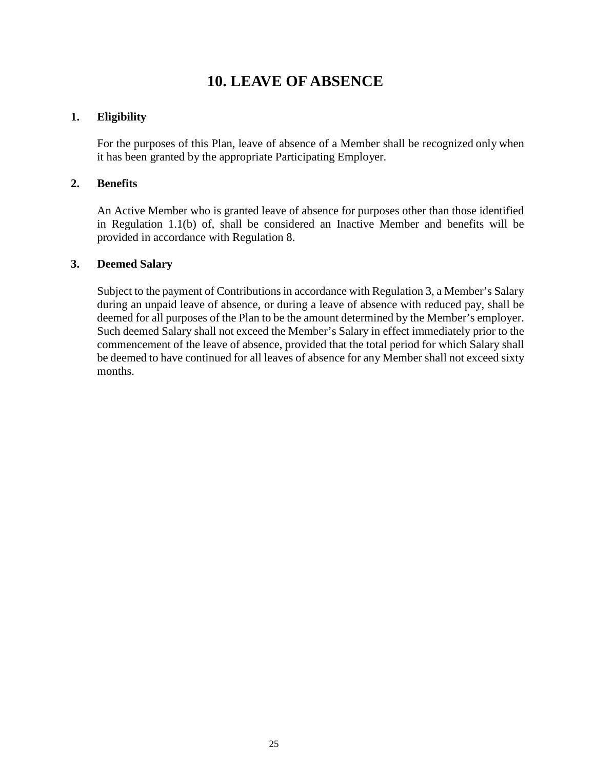# 10. LEAVE OF ABSENCE

## 1. Eligibility

For the purposes of this Plan, leave of absence of a Member shall be recognized only when it has been granted by the appropriate Participating Employer.

## 2. Benefits

An Active Member who is granted leave of absence for purposes other than those identified in Regulation 1.1(b) of, shall be considered an Inactive Member and benefits will be provided in accordance with Regulation 8.

## 3. Deemed Salary

Subject to the payment of Contributions in accordance with Regulation 3, a Member's Salary during an unpaid leave of absence, or during a leave of absence with reduced pay, shall be deemed for all purposes of the Plan to be the amount determined by the Member's employer. Such deemed Salary shall not exceed the Member's Salary in effect immediately prior to the commencement of the leave of absence, provided that the total period for which Salary shall be deemed to have continued for all leaves of absence for any Member shall not exceed sixty months.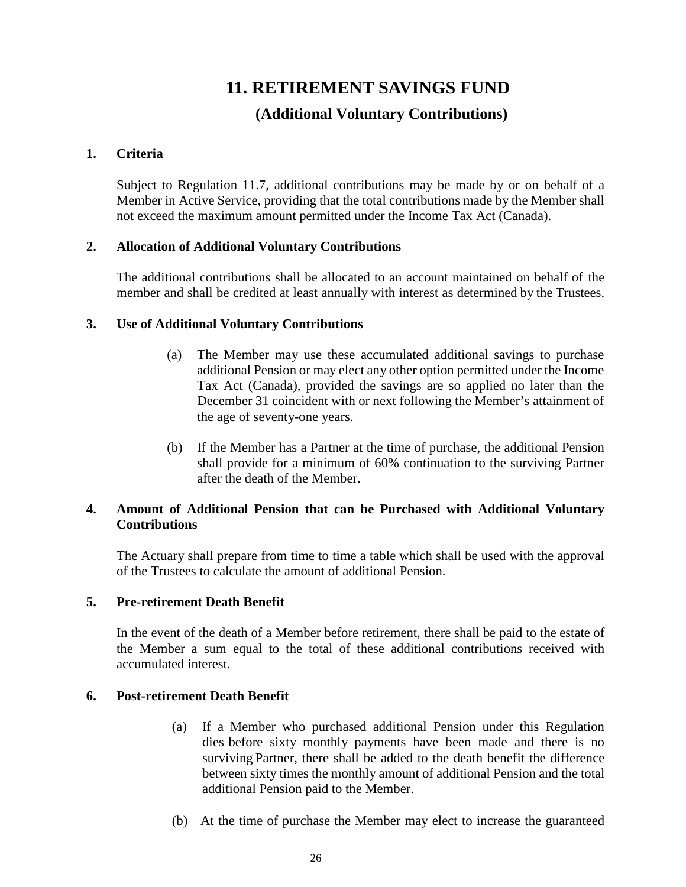# 11. RETIREMENT SAVINGS FUND

## (Additional Voluntary Contributions)

### 1. Criteria

Subject to Regulation 11.7, additional contributions may be made by or on behalf of a Member in Active Service, providing that the total contributions made by the Member shall not exceed the maximum amount permitted under the Income Tax Act (Canada).

### 2. Allocation of Additional Voluntary Contributions

The additional contributions shall be allocated to an account maintained on behalf of the member and shall be credited at least annually with interest as determined by the Trustees.

### 3. Use of Additional Voluntary Contributions

(a) The Member may use these accumulated additional savings to purchase additional Pension or may elect any other option permitted under the Income Tax Act (Canada), provided the savings are so applied no later than the December 31 coincident with or next following the Member's attainment of the age of seventy-one years.

(b) If the Member has a Partner at the time of purchase, the additional Pension shall provide for a minimum of 60% continuation to the surviving Partner after the death of the Member.

### 4. Amount of Additional Pension that can be Purchased with Additional Voluntary Contributions

The Actuary shall prepare from time to time a table which shall be used with the approval of the Trustees to calculate the amount of additional Pension.

### 5. Pre-retirement Death Benefit

In the event of the death of a Member before retirement, there shall be paid to the estate of the Member a sum equal to the total of these additional contributions received with accumulated interest.

### 6. Post-retirement Death Benefit

(a) If a Member who purchased additional Pension under this Regulation dies before sixty monthly payments have been made and there is no surviving Partner, there shall be added to the death benefit the difference between sixty times the monthly amount of additional Pension and the total additional Pension paid to the Member.

(b) At the time of purchase the Member may elect to increase the guaranteed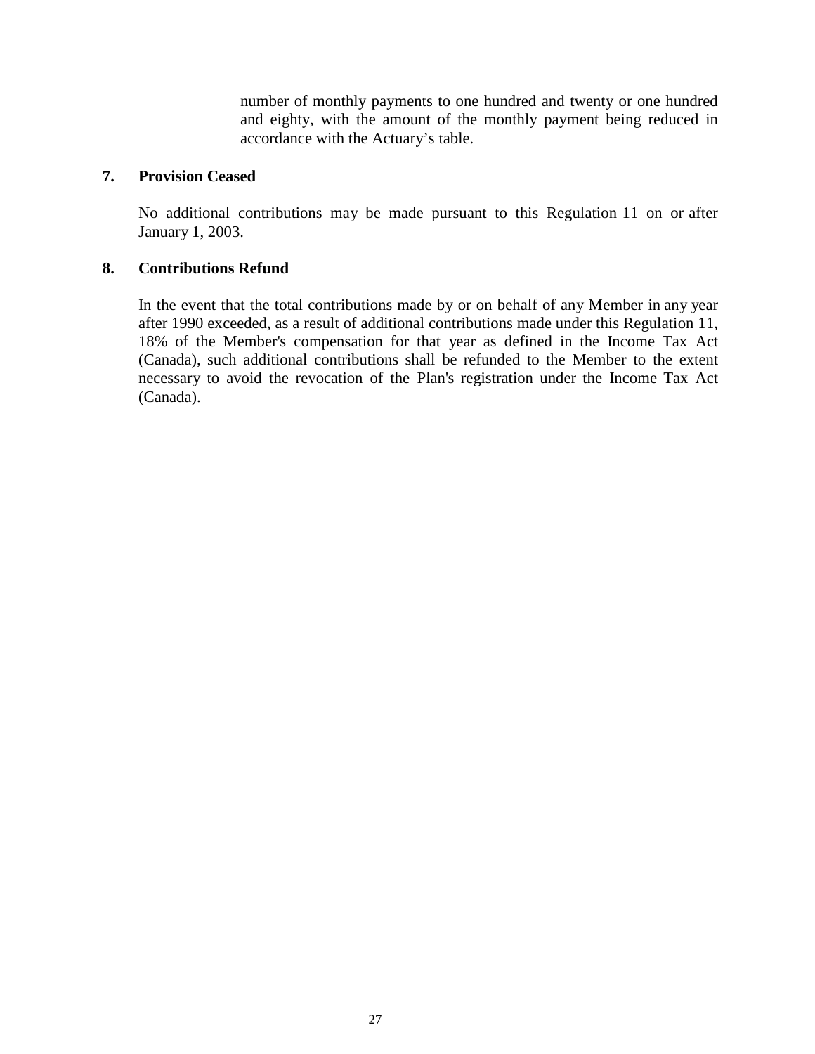number of monthly payments to one hundred and twenty or one hundred and eighty, with the amount of the monthly payment being reduced in accordance with the Actuary's table.

**7. Provision Ceased**

No additional contributions may be made pursuant to this Regulation 11 on or after January 1, 2003.

**8. Contributions Refund**

In the event that the total contributions made by or on behalf of any Member in any year after 1990 exceeded, as a result of additional contributions made under this Regulation 11, 18% of the Member's compensation for that year as defined in the Income Tax Act (Canada), such additional contributions shall be refunded to the Member to the extent necessary to avoid the revocation of the Plan's registration under the Income Tax Act (Canada).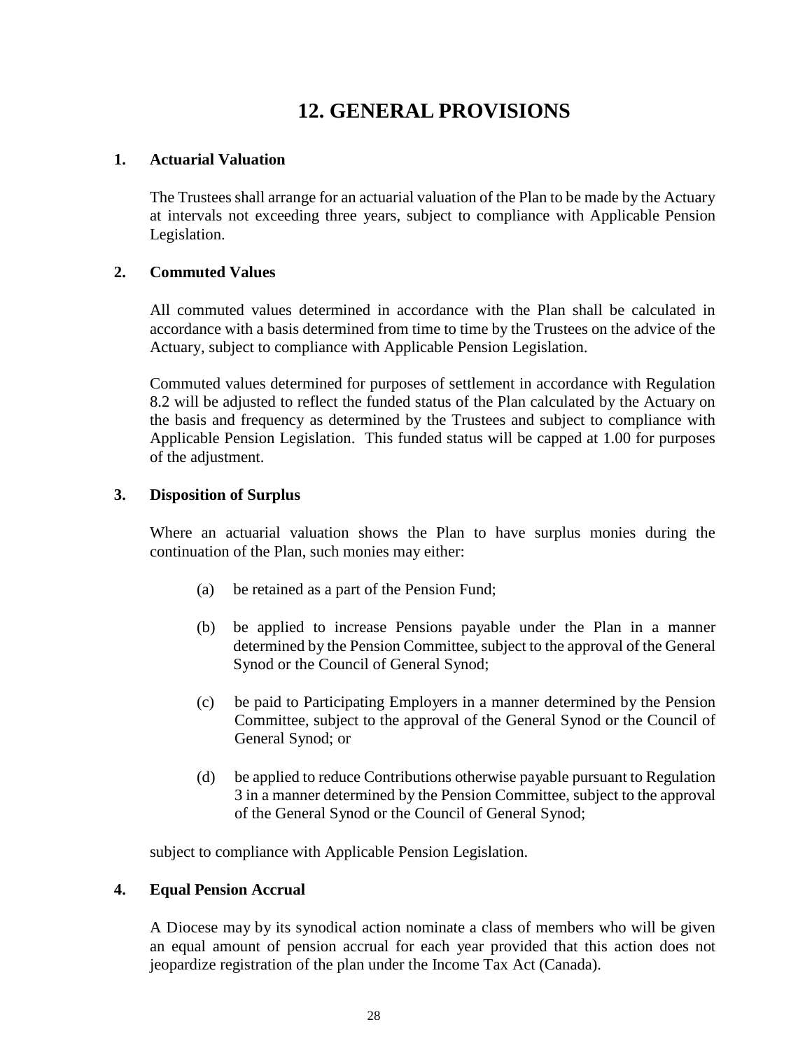# 12. GENERAL PROVISIONS

## 1. Actuarial Valuation

The Trustees shall arrange for an actuarial valuation of the Plan to be made by the Actuary at intervals not exceeding three years, subject to compliance with Applicable Pension Legislation.

## 2. Commuted Values

All commuted values determined in accordance with the Plan shall be calculated in accordance with a basis determined from time to time by the Trustees on the advice of the Actuary, subject to compliance with Applicable Pension Legislation.

Commuted values determined for purposes of settlement in accordance with Regulation 8.2 will be adjusted to reflect the funded status of the Plan calculated by the Actuary on the basis and frequency as determined by the Trustees and subject to compliance with Applicable Pension Legislation. This funded status will be capped at 1.00 for purposes of the adjustment.

## 3. Disposition of Surplus

Where an actuarial valuation shows the Plan to have surplus monies during the continuation of the Plan, such monies may either:

(a) be retained as a part of the Pension Fund;

(b) be applied to increase Pensions payable under the Plan in a manner determined by the Pension Committee, subject to the approval of the General Synod or the Council of General Synod;

(c) be paid to Participating Employers in a manner determined by the Pension Committee, subject to the approval of the General Synod or the Council of General Synod; or

(d) be applied to reduce Contributions otherwise payable pursuant to Regulation 3 in a manner determined by the Pension Committee, subject to the approval of the General Synod or the Council of General Synod;

subject to compliance with Applicable Pension Legislation.

## 4. Equal Pension Accrual

A Diocese may by its synodical action nominate a class of members who will be given an equal amount of pension accrual for each year provided that this action does not jeopardize registration of the plan under the Income Tax Act (Canada).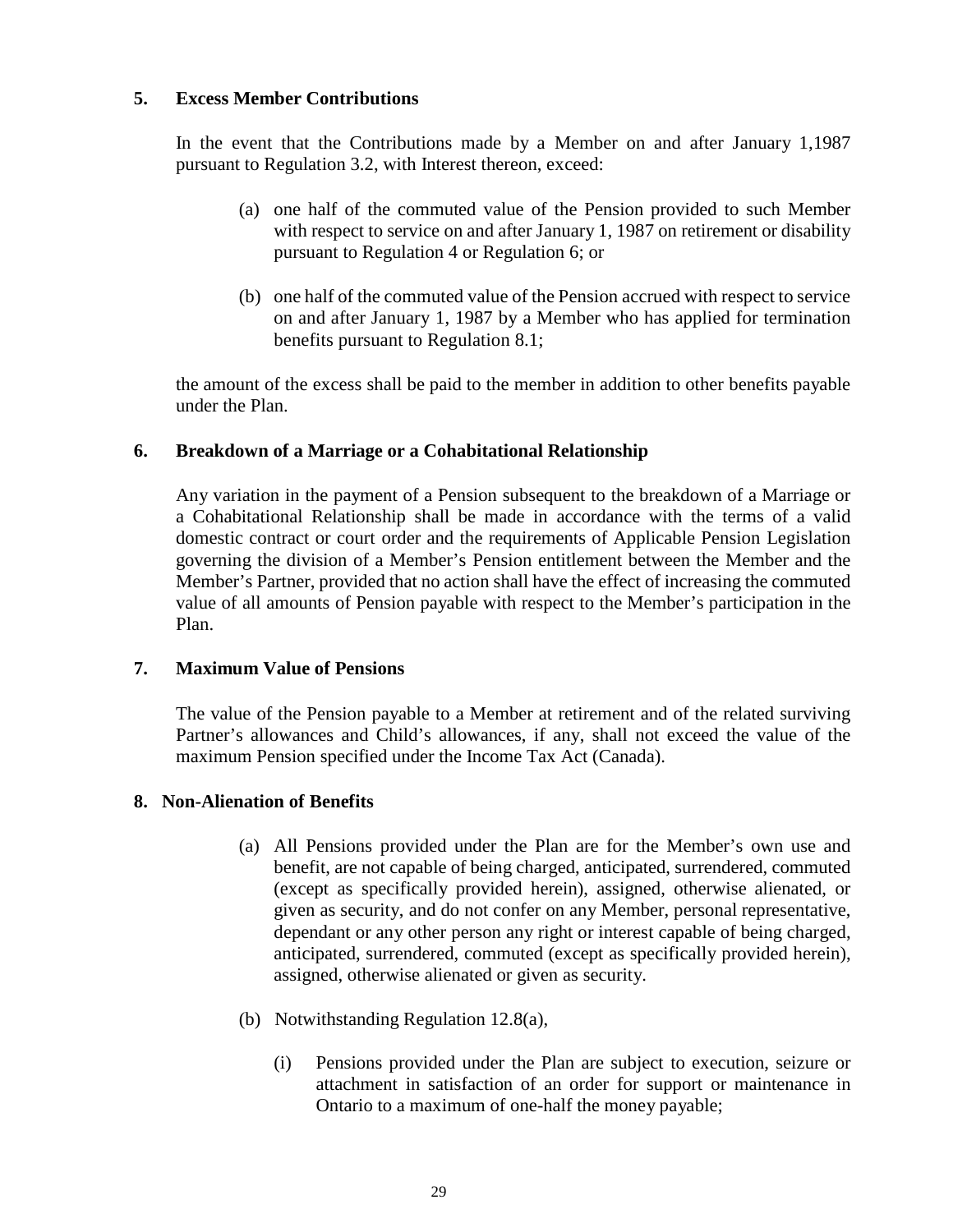## 5. Excess Member Contributions

In the event that the Contributions made by a Member on and after January 1,1987 pursuant to Regulation 3.2, with Interest thereon, exceed:

(a) one half of the commuted value of the Pension provided to such Member with respect to service on and after January 1, 1987 on retirement or disability pursuant to Regulation 4 or Regulation 6; or

(b) one half of the commuted value of the Pension accrued with respect to service on and after January 1, 1987 by a Member who has applied for termination benefits pursuant to Regulation 8.1;

the amount of the excess shall be paid to the member in addition to other benefits payable under the Plan.

## 6. Breakdown of a Marriage or a Cohabitational Relationship

Any variation in the payment of a Pension subsequent to the breakdown of a Marriage or a Cohabitational Relationship shall be made in accordance with the terms of a valid domestic contract or court order and the requirements of Applicable Pension Legislation governing the division of a Member's Pension entitlement between the Member and the Member's Partner, provided that no action shall have the effect of increasing the commuted value of all amounts of Pension payable with respect to the Member's participation in the Plan.

## 7. Maximum Value of Pensions

The value of the Pension payable to a Member at retirement and of the related surviving Partner's allowances and Child's allowances, if any, shall not exceed the value of the maximum Pension specified under the Income Tax Act (Canada).

## 8. Non-Alienation of Benefits

(a) All Pensions provided under the Plan are for the Member's own use and benefit, are not capable of being charged, anticipated, surrendered, commuted (except as specifically provided herein), assigned, otherwise alienated, or given as security, and do not confer on any Member, personal representative, dependant or any other person any right or interest capable of being charged, anticipated, surrendered, commuted (except as specifically provided herein), assigned, otherwise alienated or given as security.

(b) Notwithstanding Regulation 12.8(a),

(i) Pensions provided under the Plan are subject to execution, seizure or attachment in satisfaction of an order for support or maintenance in Ontario to a maximum of one-half the money payable;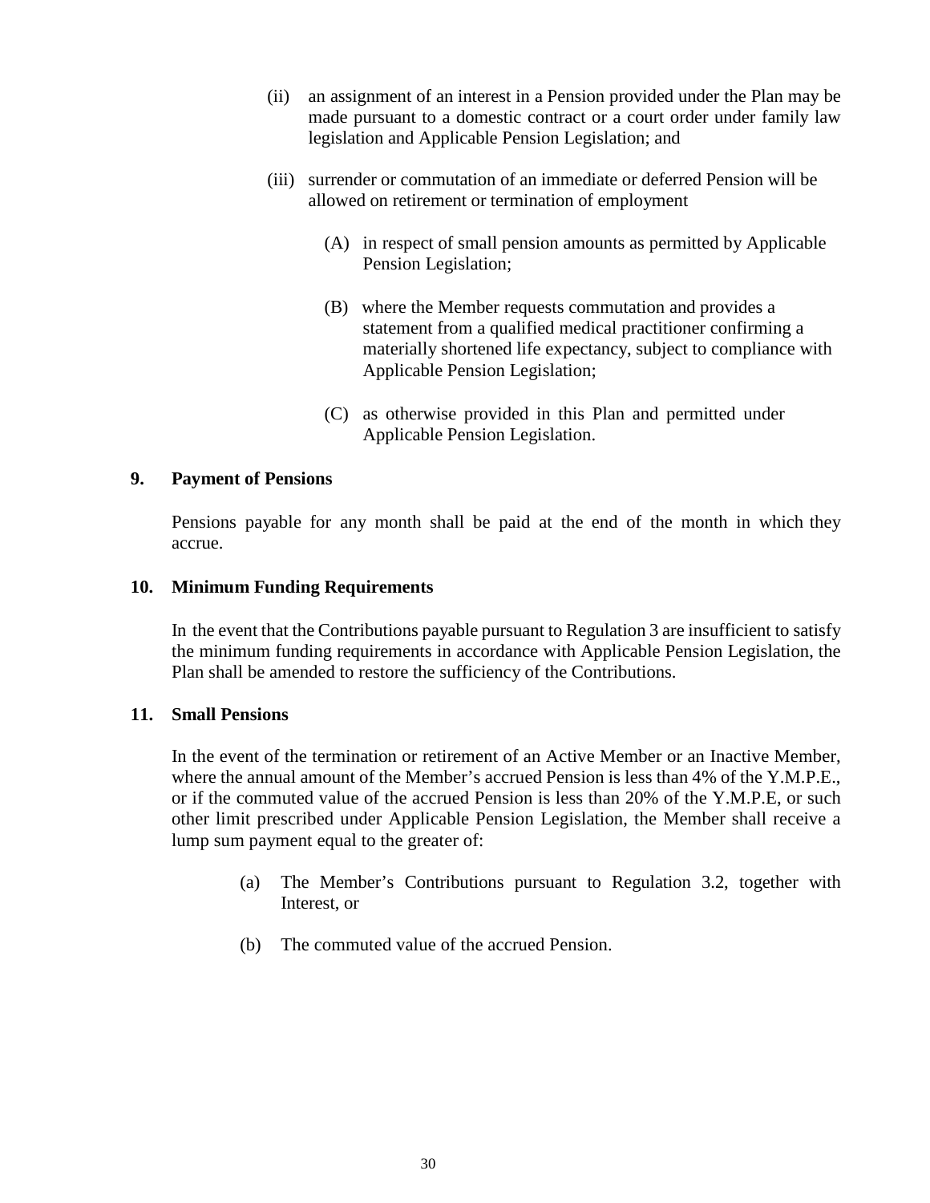(ii) an assignment of an interest in a Pension provided under the Plan may be made pursuant to a domestic contract or a court order under family law legislation and Applicable Pension Legislation; and

(iii) surrender or commutation of an immediate or deferred Pension will be allowed on retirement or termination of employment

(A) in respect of small pension amounts as permitted by Applicable Pension Legislation;

(B) where the Member requests commutation and provides a statement from a qualified medical practitioner confirming a materially shortened life expectancy, subject to compliance with Applicable Pension Legislation;

(C) as otherwise provided in this Plan and permitted under Applicable Pension Legislation.

## 9. Payment of Pensions

Pensions payable for any month shall be paid at the end of the month in which they accrue.

## 10. Minimum Funding Requirements

In the event that the Contributions payable pursuant to Regulation 3 are insufficient to satisfy the minimum funding requirements in accordance with Applicable Pension Legislation, the Plan shall be amended to restore the sufficiency of the Contributions.

## 11. Small Pensions

In the event of the termination or retirement of an Active Member or an Inactive Member, where the annual amount of the Member's accrued Pension is less than 4% of the Y.M.P.E., or if the commuted value of the accrued Pension is less than 20% of the Y.M.P.E, or such other limit prescribed under Applicable Pension Legislation, the Member shall receive a lump sum payment equal to the greater of:

(a) The Member's Contributions pursuant to Regulation 3.2, together with Interest, or

(b) The commuted value of the accrued Pension.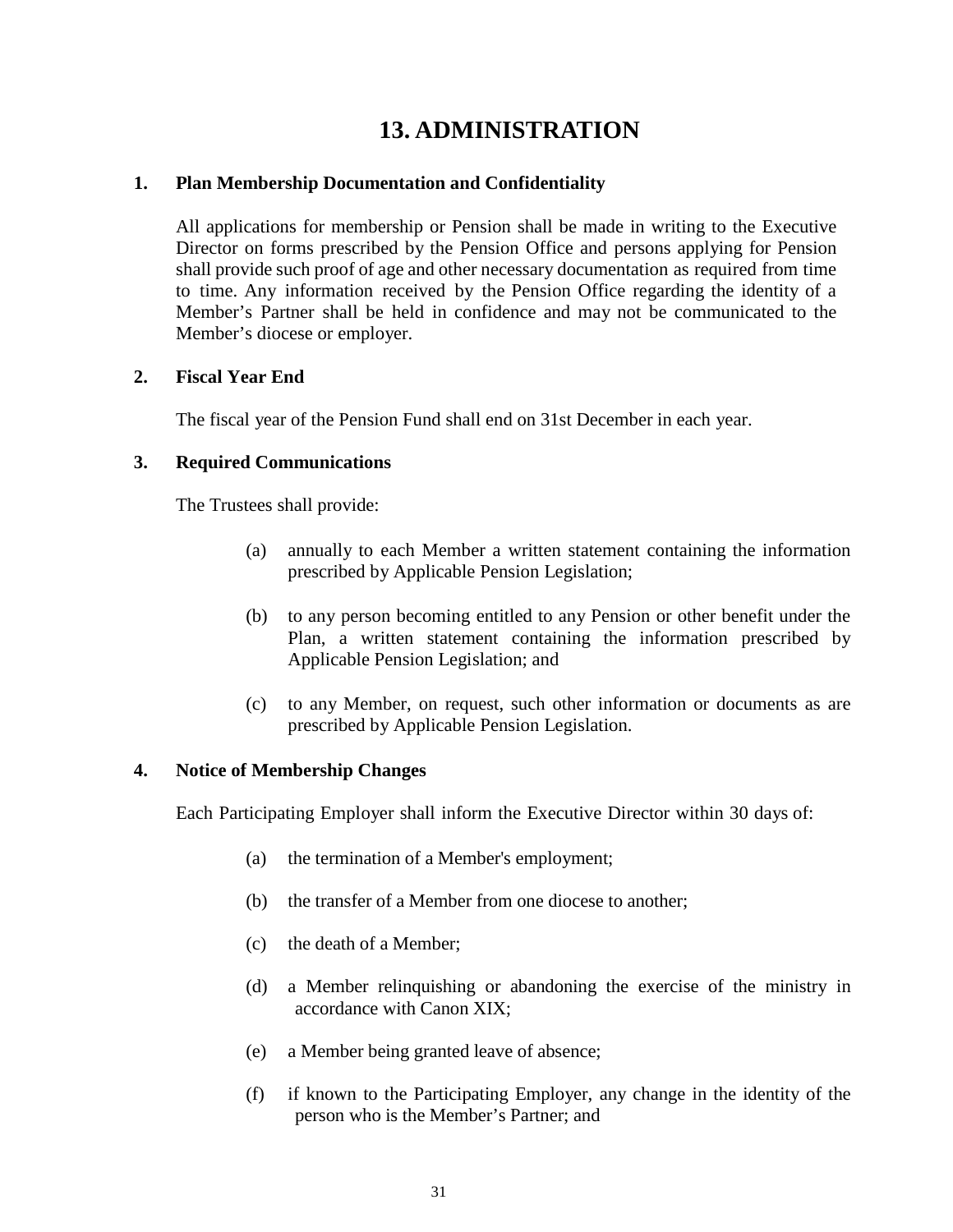# 13. ADMINISTRATION

## 1. Plan Membership Documentation and Confidentiality

All applications for membership or Pension shall be made in writing to the Executive Director on forms prescribed by the Pension Office and persons applying for Pension shall provide such proof of age and other necessary documentation as required from time to time. Any information received by the Pension Office regarding the identity of a Member's Partner shall be held in confidence and may not be communicated to the Member's diocese or employer.

## 2. Fiscal Year End

The fiscal year of the Pension Fund shall end on 31st December in each year.

## 3. Required Communications

The Trustees shall provide:

(a) annually to each Member a written statement containing the information prescribed by Applicable Pension Legislation;

(b) to any person becoming entitled to any Pension or other benefit under the Plan, a written statement containing the information prescribed by Applicable Pension Legislation; and

(c) to any Member, on request, such other information or documents as are prescribed by Applicable Pension Legislation.

## 4. Notice of Membership Changes

Each Participating Employer shall inform the Executive Director within 30 days of:

(a) the termination of a Member's employment;

(b) the transfer of a Member from one diocese to another;

(c) the death of a Member;

(d) a Member relinquishing or abandoning the exercise of the ministry in accordance with Canon XIX;

(e) a Member being granted leave of absence;

(f) if known to the Participating Employer, any change in the identity of the person who is the Member's Partner; and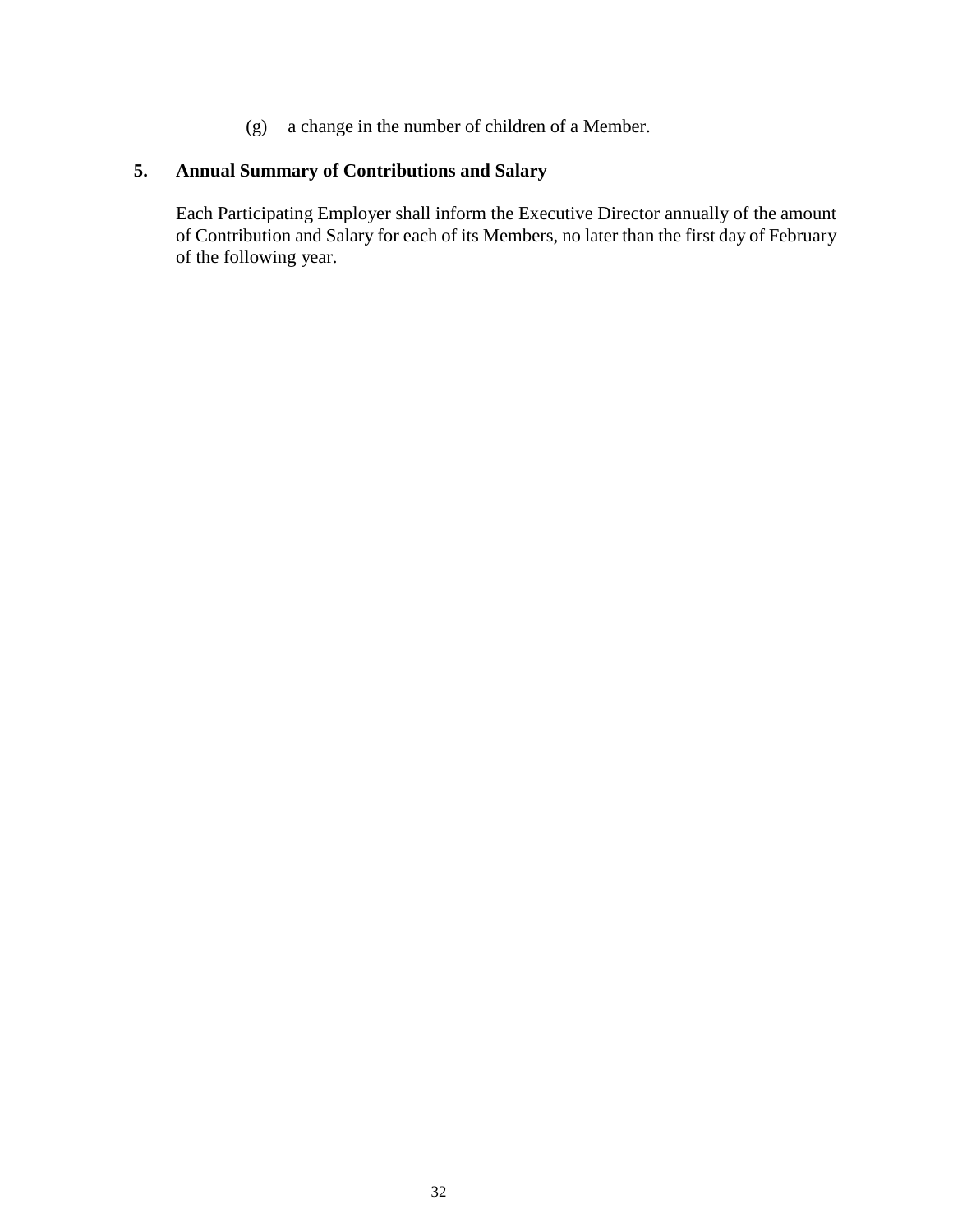(g) a change in the number of children of a Member.

## 5. Annual Summary of Contributions and Salary

Each Participating Employer shall inform the Executive Director annually of the amount of Contribution and Salary for each of its Members, no later than the first day of February of the following year.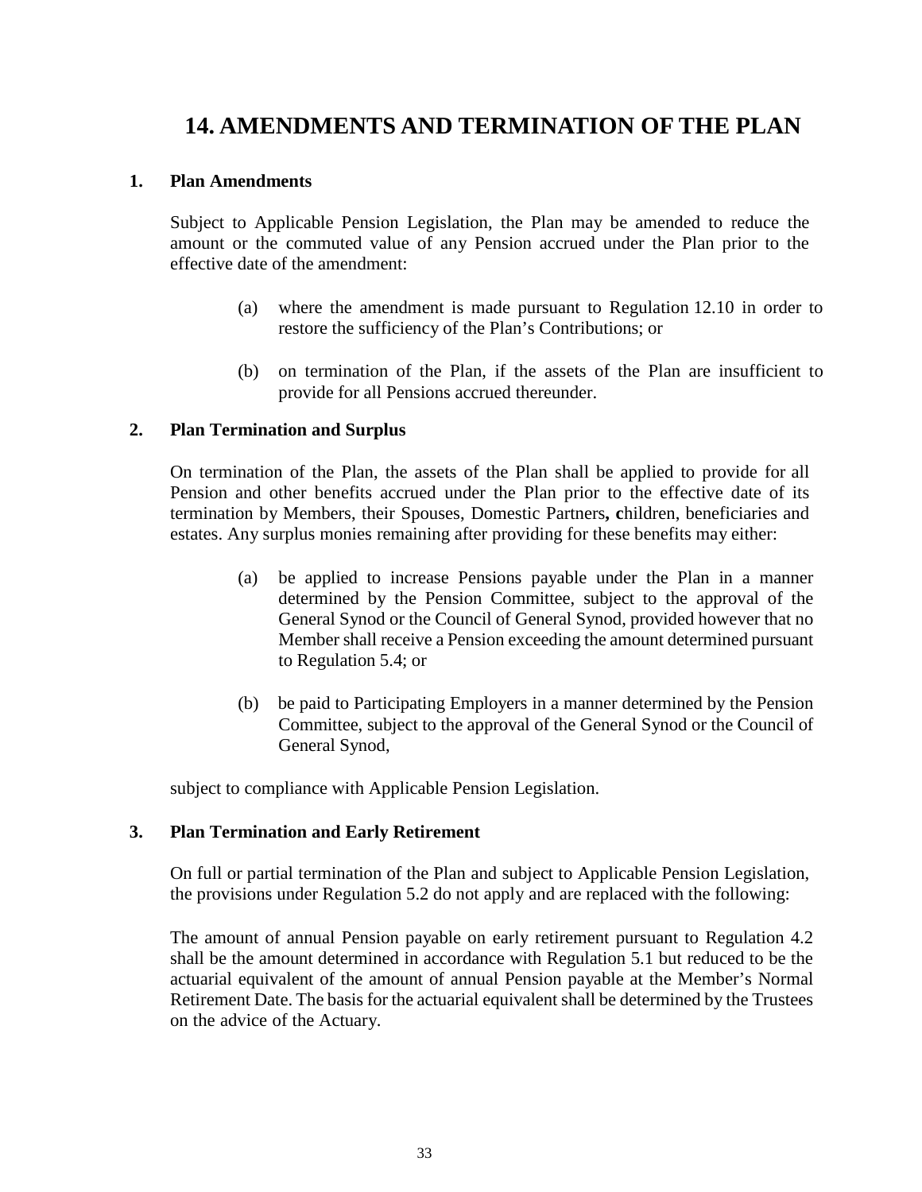# 14. AMENDMENTS AND TERMINATION OF THE PLAN

## 1. Plan Amendments

Subject to Applicable Pension Legislation, the Plan may be amended to reduce the amount or the commuted value of any Pension accrued under the Plan prior to the effective date of the amendment:

(a) where the amendment is made pursuant to Regulation 12.10 in order to restore the sufficiency of the Plan's Contributions; or

(b) on termination of the Plan, if the assets of the Plan are insufficient to provide for all Pensions accrued thereunder.

## 2. Plan Termination and Surplus

On termination of the Plan, the assets of the Plan shall be applied to provide for all Pension and other benefits accrued under the Plan prior to the effective date of its termination by Members, their Spouses, Domestic Partners**, c**hildren, beneficiaries and estates. Any surplus monies remaining after providing for these benefits may either:

(a) be applied to increase Pensions payable under the Plan in a manner determined by the Pension Committee, subject to the approval of the General Synod or the Council of General Synod, provided however that no Member shall receive a Pension exceeding the amount determined pursuant to Regulation 5.4; or

(b) be paid to Participating Employers in a manner determined by the Pension Committee, subject to the approval of the General Synod or the Council of General Synod,

subject to compliance with Applicable Pension Legislation.

## 3. Plan Termination and Early Retirement

On full or partial termination of the Plan and subject to Applicable Pension Legislation, the provisions under Regulation 5.2 do not apply and are replaced with the following:

The amount of annual Pension payable on early retirement pursuant to Regulation 4.2 shall be the amount determined in accordance with Regulation 5.1 but reduced to be the actuarial equivalent of the amount of annual Pension payable at the Member's Normal Retirement Date. The basis for the actuarial equivalent shall be determined by the Trustees on the advice of the Actuary.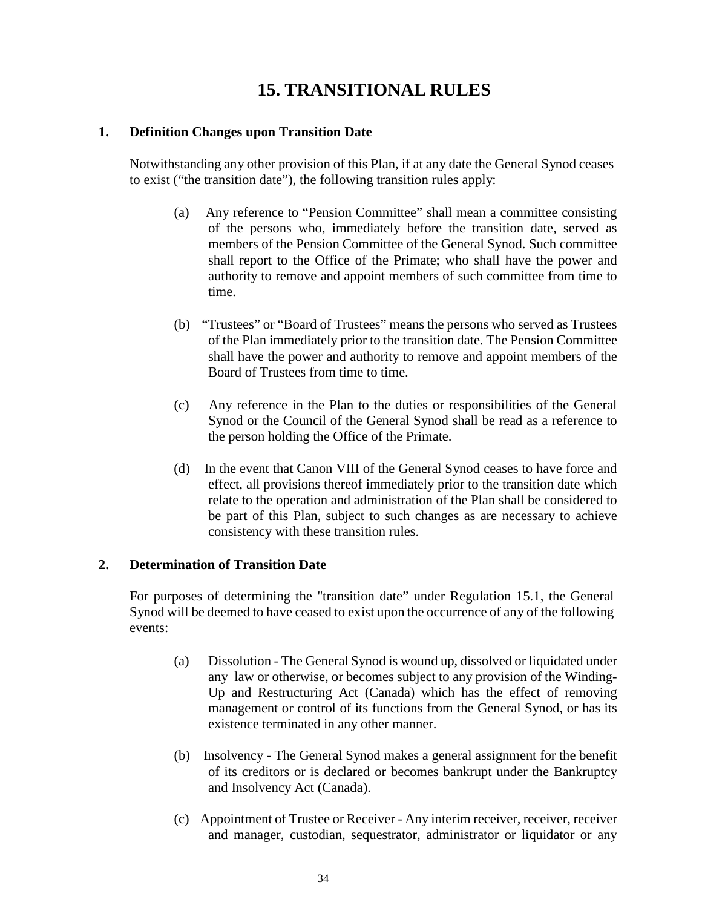# 15. TRANSITIONAL RULES

## 1. Definition Changes upon Transition Date

Notwithstanding any other provision of this Plan, if at any date the General Synod ceases to exist ("the transition date"), the following transition rules apply:

(a) Any reference to "Pension Committee" shall mean a committee consisting of the persons who, immediately before the transition date, served as members of the Pension Committee of the General Synod. Such committee shall report to the Office of the Primate; who shall have the power and authority to remove and appoint members of such committee from time to time.

(b) "Trustees" or "Board of Trustees" means the persons who served as Trustees of the Plan immediately prior to the transition date. The Pension Committee shall have the power and authority to remove and appoint members of the Board of Trustees from time to time.

(c) Any reference in the Plan to the duties or responsibilities of the General Synod or the Council of the General Synod shall be read as a reference to the person holding the Office of the Primate.

(d) In the event that Canon VIII of the General Synod ceases to have force and effect, all provisions thereof immediately prior to the transition date which relate to the operation and administration of the Plan shall be considered to be part of this Plan, subject to such changes as are necessary to achieve consistency with these transition rules.

## 2. Determination of Transition Date

For purposes of determining the "transition date" under Regulation 15.1, the General Synod will be deemed to have ceased to exist upon the occurrence of any of the following events:

(a) Dissolution - The General Synod is wound up, dissolved or liquidated under any law or otherwise, or becomes subject to any provision of the Winding-Up and Restructuring Act (Canada) which has the effect of removing management or control of its functions from the General Synod, or has its existence terminated in any other manner.

(b) Insolvency - The General Synod makes a general assignment for the benefit of its creditors or is declared or becomes bankrupt under the Bankruptcy and Insolvency Act (Canada).

(c) Appointment of Trustee or Receiver - Any interim receiver, receiver, receiver and manager, custodian, sequestrator, administrator or liquidator or any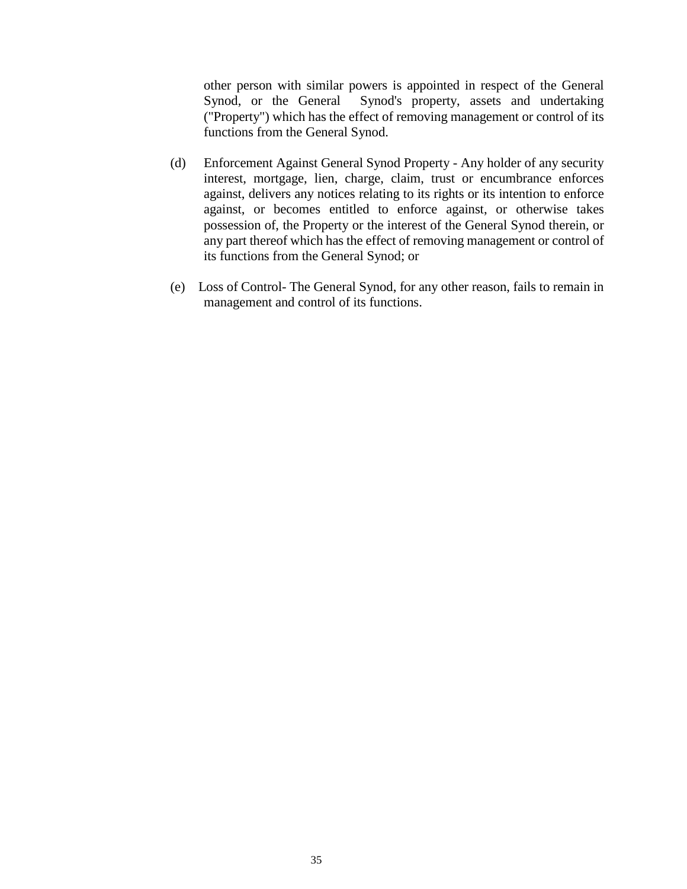other person with similar powers is appointed in respect of the General Synod, or the General Synod's property, assets and undertaking ("Property") which has the effect of removing management or control of its functions from the General Synod.

(d) Enforcement Against General Synod Property - Any holder of any security interest, mortgage, lien, charge, claim, trust or encumbrance enforces against, delivers any notices relating to its rights or its intention to enforce against, or becomes entitled to enforce against, or otherwise takes possession of, the Property or the interest of the General Synod therein, or any part thereof which has the effect of removing management or control of its functions from the General Synod; or

(e) Loss of Control- The General Synod, for any other reason, fails to remain in management and control of its functions.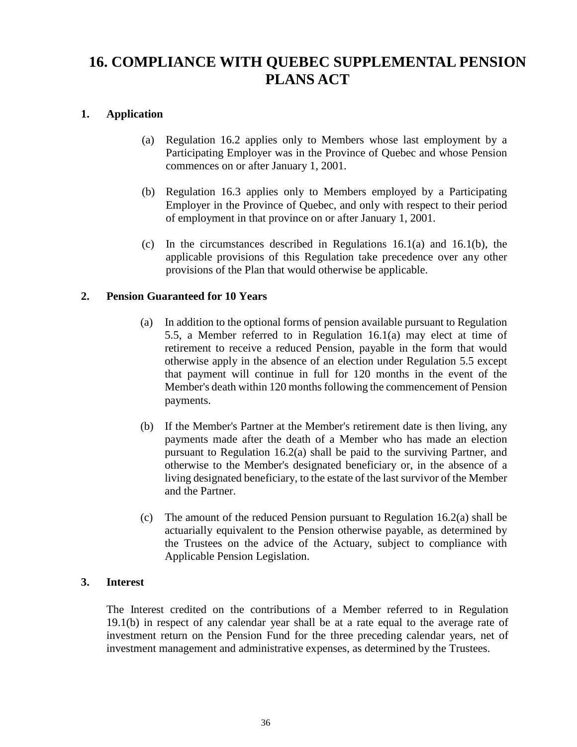# 16. COMPLIANCE WITH QUEBEC SUPPLEMENTAL PENSION PLANS ACT

## 1. Application

(a) Regulation 16.2 applies only to Members whose last employment by a Participating Employer was in the Province of Quebec and whose Pension commences on or after January 1, 2001.

(b) Regulation 16.3 applies only to Members employed by a Participating Employer in the Province of Quebec, and only with respect to their period of employment in that province on or after January 1, 2001.

(c) In the circumstances described in Regulations 16.1(a) and 16.1(b), the applicable provisions of this Regulation take precedence over any other provisions of the Plan that would otherwise be applicable.

## 2. Pension Guaranteed for 10 Years

(a) In addition to the optional forms of pension available pursuant to Regulation 5.5, a Member referred to in Regulation 16.1(a) may elect at time of retirement to receive a reduced Pension, payable in the form that would otherwise apply in the absence of an election under Regulation 5.5 except that payment will continue in full for 120 months in the event of the Member's death within 120 months following the commencement of Pension payments.

(b) If the Member's Partner at the Member's retirement date is then living, any payments made after the death of a Member who has made an election pursuant to Regulation 16.2(a) shall be paid to the surviving Partner, and otherwise to the Member's designated beneficiary or, in the absence of a living designated beneficiary, to the estate of the last survivor of the Member and the Partner.

(c) The amount of the reduced Pension pursuant to Regulation 16.2(a) shall be actuarially equivalent to the Pension otherwise payable, as determined by the Trustees on the advice of the Actuary, subject to compliance with Applicable Pension Legislation.

## 3. Interest

The Interest credited on the contributions of a Member referred to in Regulation 19.1(b) in respect of any calendar year shall be at a rate equal to the average rate of investment return on the Pension Fund for the three preceding calendar years, net of investment management and administrative expenses, as determined by the Trustees.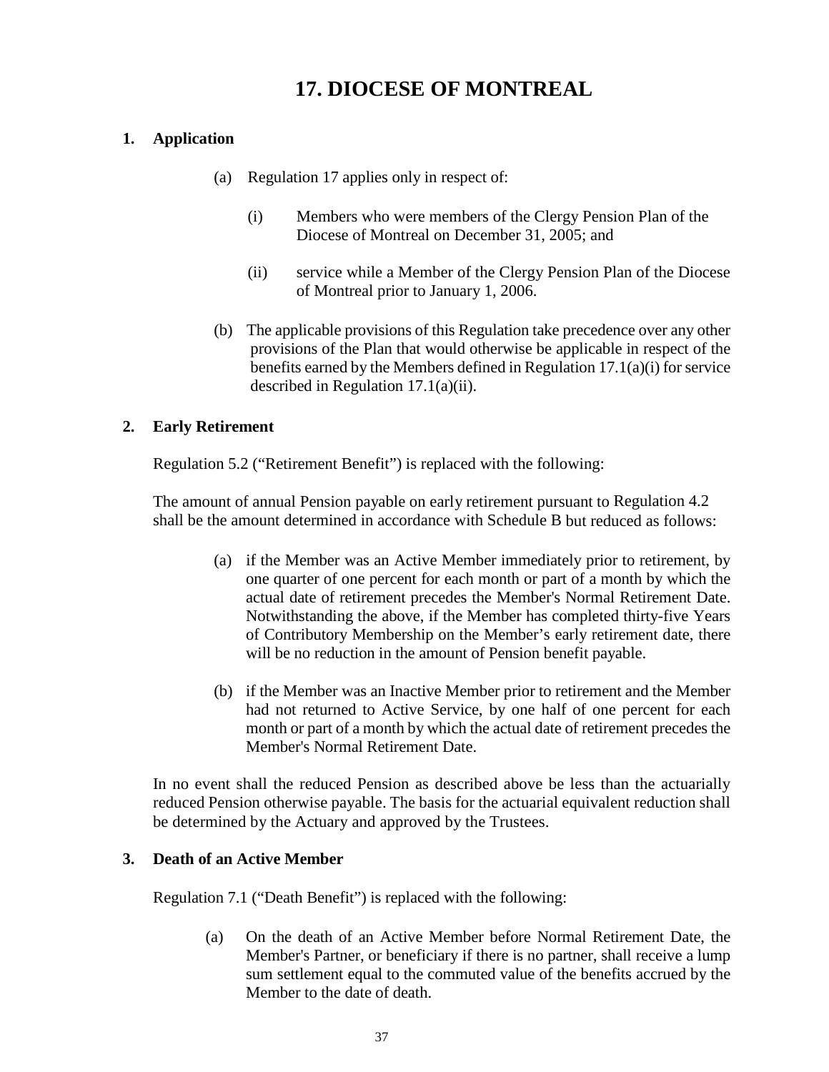# 17. DIOCESE OF MONTREAL

## 1. Application

(a) Regulation 17 applies only in respect of:

- (i) Members who were members of the Clergy Pension Plan of the Diocese of Montreal on December 31, 2005; and
- (ii) service while a Member of the Clergy Pension Plan of the Diocese of Montreal prior to January 1, 2006.

(b) The applicable provisions of this Regulation take precedence over any other provisions of the Plan that would otherwise be applicable in respect of the benefits earned by the Members defined in Regulation 17.1(a)(i) for service described in Regulation 17.1(a)(ii).

## 2. Early Retirement

Regulation 5.2 ("Retirement Benefit") is replaced with the following:

The amount of annual Pension payable on early retirement pursuant to Regulation 4.2 shall be the amount determined in accordance with Schedule B but reduced as follows:

(a) if the Member was an Active Member immediately prior to retirement, by one quarter of one percent for each month or part of a month by which the actual date of retirement precedes the Member's Normal Retirement Date. Notwithstanding the above, if the Member has completed thirty-five Years of Contributory Membership on the Member's early retirement date, there will be no reduction in the amount of Pension benefit payable.

(b) if the Member was an Inactive Member prior to retirement and the Member had not returned to Active Service, by one half of one percent for each month or part of a month by which the actual date of retirement precedes the Member's Normal Retirement Date.

In no event shall the reduced Pension as described above be less than the actuarially reduced Pension otherwise payable. The basis for the actuarial equivalent reduction shall be determined by the Actuary and approved by the Trustees.

## 3. Death of an Active Member

Regulation 7.1 ("Death Benefit") is replaced with the following:

(a) On the death of an Active Member before Normal Retirement Date, the Member's Partner, or beneficiary if there is no partner, shall receive a lump sum settlement equal to the commuted value of the benefits accrued by the Member to the date of death.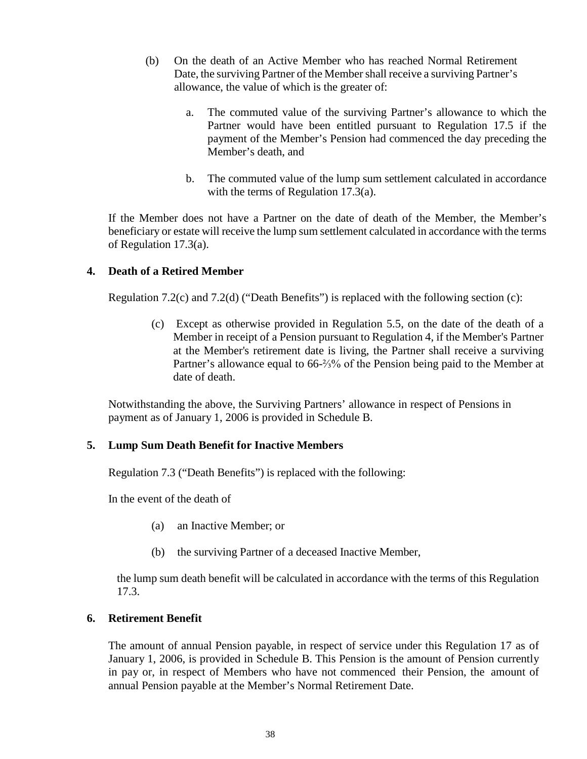(b) On the death of an Active Member who has reached Normal Retirement Date, the surviving Partner of the Member shall receive a surviving Partner's allowance, the value of which is the greater of:

  a. The commuted value of the surviving Partner's allowance to which the Partner would have been entitled pursuant to Regulation 17.5 if the payment of the Member's Pension had commenced the day preceding the Member's death, and

  b. The commuted value of the lump sum settlement calculated in accordance with the terms of Regulation 17.3(a).

If the Member does not have a Partner on the date of death of the Member, the Member's beneficiary or estate will receive the lump sum settlement calculated in accordance with the terms of Regulation 17.3(a).

**4. Death of a Retired Member**

Regulation 7.2(c) and 7.2(d) ("Death Benefits") is replaced with the following section (c):

(c) Except as otherwise provided in Regulation 5.5, on the date of the death of a Member in receipt of a Pension pursuant to Regulation 4, if the Member's Partner at the Member's retirement date is living, the Partner shall receive a surviving Partner's allowance equal to 66-⅔% of the Pension being paid to the Member at date of death.

Notwithstanding the above, the Surviving Partners' allowance in respect of Pensions in payment as of January 1, 2006 is provided in Schedule B.

**5. Lump Sum Death Benefit for Inactive Members**

Regulation 7.3 ("Death Benefits") is replaced with the following:

In the event of the death of

(a) an Inactive Member; or

(b) the surviving Partner of a deceased Inactive Member,

the lump sum death benefit will be calculated in accordance with the terms of this Regulation 17.3.

**6. Retirement Benefit**

The amount of annual Pension payable, in respect of service under this Regulation 17 as of January 1, 2006, is provided in Schedule B. This Pension is the amount of Pension currently in pay or, in respect of Members who have not commenced their Pension, the amount of annual Pension payable at the Member's Normal Retirement Date.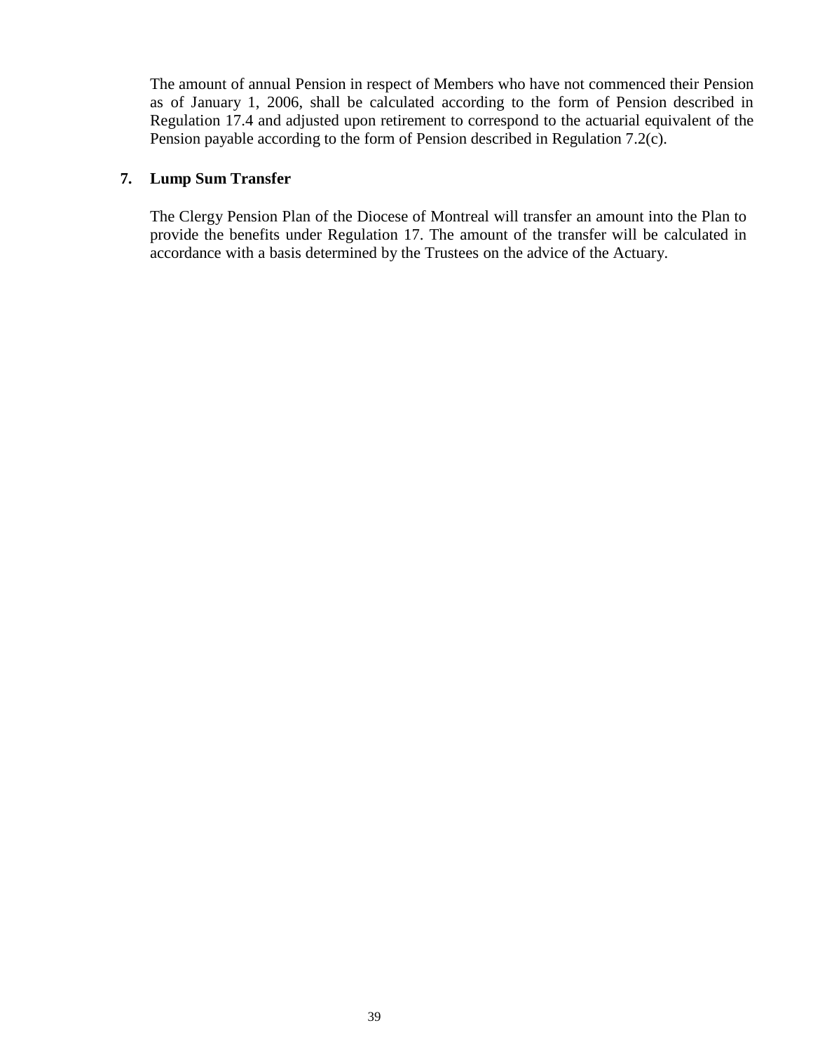The amount of annual Pension in respect of Members who have not commenced their Pension as of January 1, 2006, shall be calculated according to the form of Pension described in Regulation 17.4 and adjusted upon retirement to correspond to the actuarial equivalent of the Pension payable according to the form of Pension described in Regulation 7.2(c).

**7. Lump Sum Transfer**

The Clergy Pension Plan of the Diocese of Montreal will transfer an amount into the Plan to provide the benefits under Regulation 17. The amount of the transfer will be calculated in accordance with a basis determined by the Trustees on the advice of the Actuary.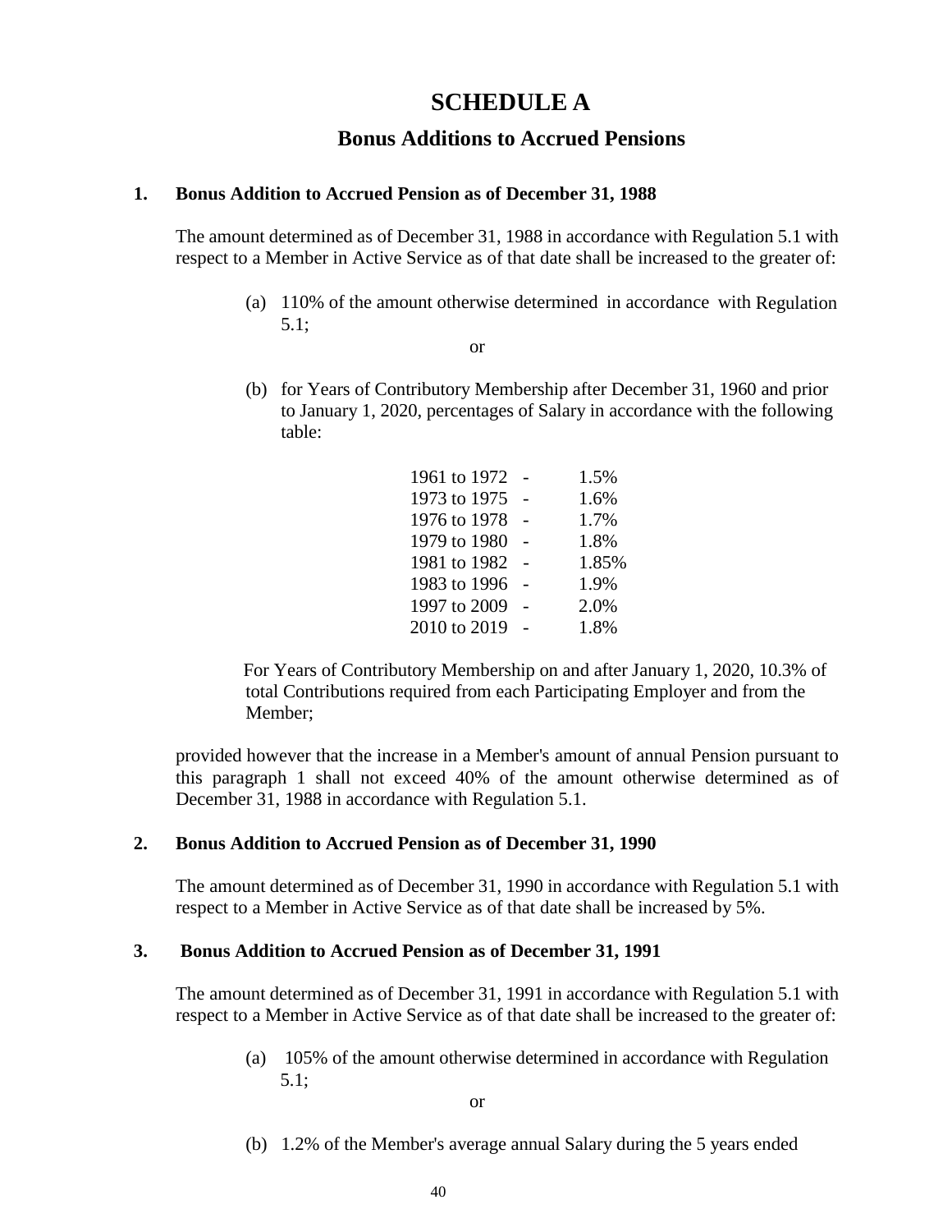# SCHEDULE A

## Bonus Additions to Accrued Pensions

### 1. Bonus Addition to Accrued Pension as of December 31, 1988

The amount determined as of December 31, 1988 in accordance with Regulation 5.1 with respect to a Member in Active Service as of that date shall be increased to the greater of:

(a) 110% of the amount otherwise determined in accordance with Regulation 5.1;

or

(b) for Years of Contributory Membership after December 31, 1960 and prior to January 1, 2020, percentages of Salary in accordance with the following table:

| | | |
|---|---|---|
| 1961 to 1972 | - | 1.5% |
| 1973 to 1975 | - | 1.6% |
| 1976 to 1978 | - | 1.7% |
| 1979 to 1980 | - | 1.8% |
| 1981 to 1982 | - | 1.85% |
| 1983 to 1996 | - | 1.9% |
| 1997 to 2009 | - | 2.0% |
| 2010 to 2019 | - | 1.8% |

For Years of Contributory Membership on and after January 1, 2020, 10.3% of total Contributions required from each Participating Employer and from the Member;

provided however that the increase in a Member's amount of annual Pension pursuant to this paragraph 1 shall not exceed 40% of the amount otherwise determined as of December 31, 1988 in accordance with Regulation 5.1.

### 2. Bonus Addition to Accrued Pension as of December 31, 1990

The amount determined as of December 31, 1990 in accordance with Regulation 5.1 with respect to a Member in Active Service as of that date shall be increased by 5%.

### 3. Bonus Addition to Accrued Pension as of December 31, 1991

The amount determined as of December 31, 1991 in accordance with Regulation 5.1 with respect to a Member in Active Service as of that date shall be increased to the greater of:

(a) 105% of the amount otherwise determined in accordance with Regulation 5.1;

or

(b) 1.2% of the Member's average annual Salary during the 5 years ended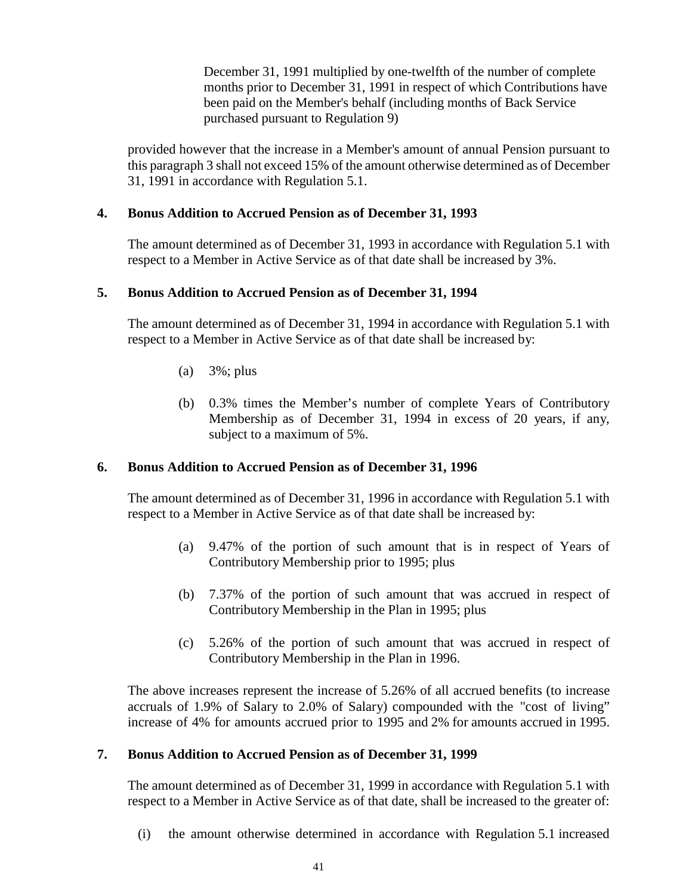December 31, 1991 multiplied by one-twelfth of the number of complete months prior to December 31, 1991 in respect of which Contributions have been paid on the Member's behalf (including months of Back Service purchased pursuant to Regulation 9)

provided however that the increase in a Member's amount of annual Pension pursuant to this paragraph 3 shall not exceed 15% of the amount otherwise determined as of December 31, 1991 in accordance with Regulation 5.1.

**4. Bonus Addition to Accrued Pension as of December 31, 1993**

The amount determined as of December 31, 1993 in accordance with Regulation 5.1 with respect to a Member in Active Service as of that date shall be increased by 3%.

**5. Bonus Addition to Accrued Pension as of December 31, 1994**

The amount determined as of December 31, 1994 in accordance with Regulation 5.1 with respect to a Member in Active Service as of that date shall be increased by:

(a) 3%; plus

(b) 0.3% times the Member's number of complete Years of Contributory Membership as of December 31, 1994 in excess of 20 years, if any, subject to a maximum of 5%.

**6. Bonus Addition to Accrued Pension as of December 31, 1996**

The amount determined as of December 31, 1996 in accordance with Regulation 5.1 with respect to a Member in Active Service as of that date shall be increased by:

(a) 9.47% of the portion of such amount that is in respect of Years of Contributory Membership prior to 1995; plus

(b) 7.37% of the portion of such amount that was accrued in respect of Contributory Membership in the Plan in 1995; plus

(c) 5.26% of the portion of such amount that was accrued in respect of Contributory Membership in the Plan in 1996.

The above increases represent the increase of 5.26% of all accrued benefits (to increase accruals of 1.9% of Salary to 2.0% of Salary) compounded with the "cost of living" increase of 4% for amounts accrued prior to 1995 and 2% for amounts accrued in 1995.

**7. Bonus Addition to Accrued Pension as of December 31, 1999**

The amount determined as of December 31, 1999 in accordance with Regulation 5.1 with respect to a Member in Active Service as of that date, shall be increased to the greater of:

(i) the amount otherwise determined in accordance with Regulation 5.1 increased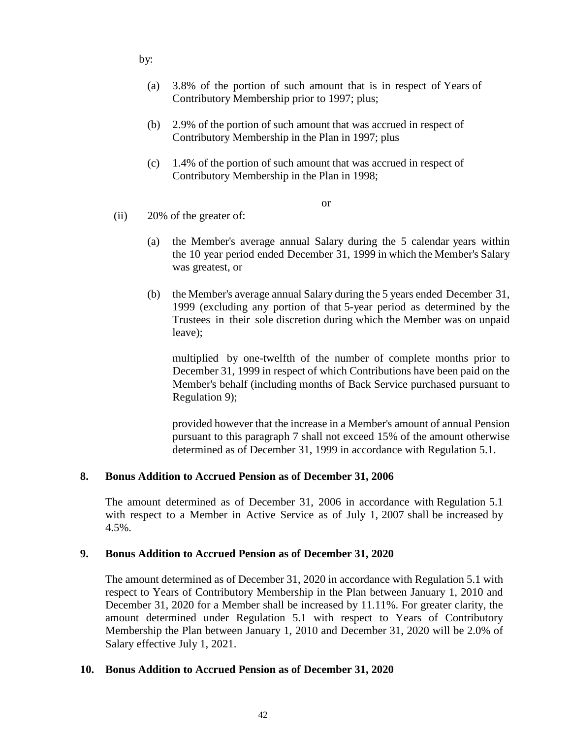by:

(a) 3.8% of the portion of such amount that is in respect of Years of Contributory Membership prior to 1997; plus;

(b) 2.9% of the portion of such amount that was accrued in respect of Contributory Membership in the Plan in 1997; plus

(c) 1.4% of the portion of such amount that was accrued in respect of Contributory Membership in the Plan in 1998;

or

(ii) 20% of the greater of:

(a) the Member's average annual Salary during the 5 calendar years within the 10 year period ended December 31, 1999 in which the Member's Salary was greatest, or

(b) the Member's average annual Salary during the 5 years ended December 31, 1999 (excluding any portion of that 5-year period as determined by the Trustees in their sole discretion during which the Member was on unpaid leave);

multiplied by one-twelfth of the number of complete months prior to December 31, 1999 in respect of which Contributions have been paid on the Member's behalf (including months of Back Service purchased pursuant to Regulation 9);

provided however that the increase in a Member's amount of annual Pension pursuant to this paragraph 7 shall not exceed 15% of the amount otherwise determined as of December 31, 1999 in accordance with Regulation 5.1.

## 8. Bonus Addition to Accrued Pension as of December 31, 2006

The amount determined as of December 31, 2006 in accordance with Regulation 5.1 with respect to a Member in Active Service as of July 1, 2007 shall be increased by 4.5%.

## 9. Bonus Addition to Accrued Pension as of December 31, 2020

The amount determined as of December 31, 2020 in accordance with Regulation 5.1 with respect to Years of Contributory Membership in the Plan between January 1, 2010 and December 31, 2020 for a Member shall be increased by 11.11%. For greater clarity, the amount determined under Regulation 5.1 with respect to Years of Contributory Membership the Plan between January 1, 2010 and December 31, 2020 will be 2.0% of Salary effective July 1, 2021.

## 10. Bonus Addition to Accrued Pension as of December 31, 2020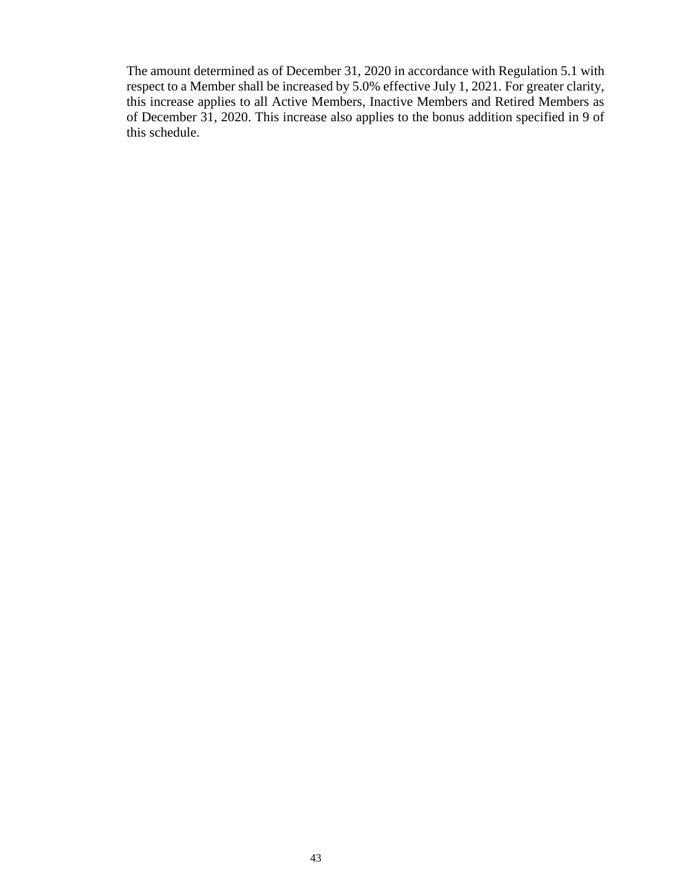The amount determined as of December 31, 2020 in accordance with Regulation 5.1 with respect to a Member shall be increased by 5.0% effective July 1, 2021. For greater clarity, this increase applies to all Active Members, Inactive Members and Retired Members as of December 31, 2020. This increase also applies to the bonus addition specified in 9 of this schedule.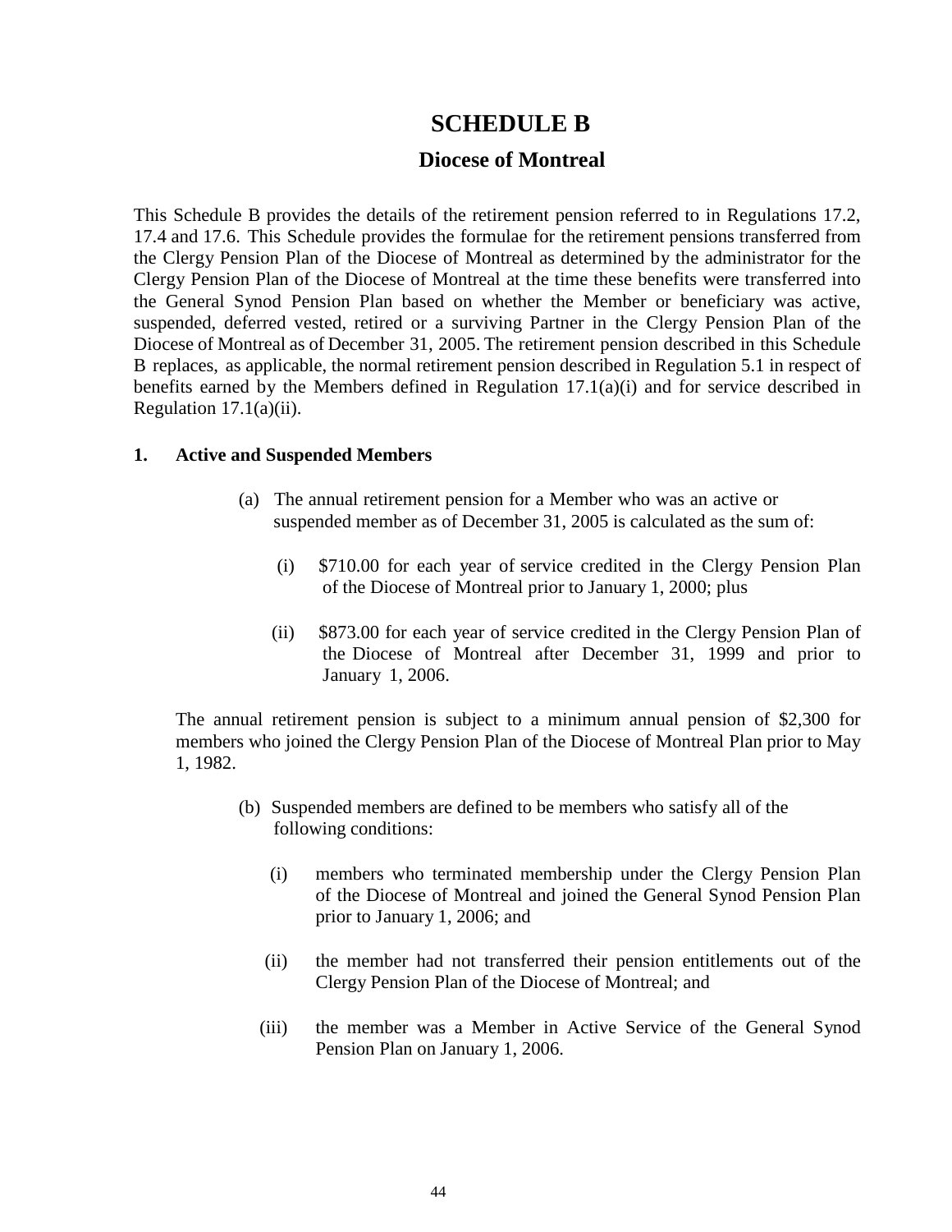# SCHEDULE B

## Diocese of Montreal

This Schedule B provides the details of the retirement pension referred to in Regulations 17.2, 17.4 and 17.6. This Schedule provides the formulae for the retirement pensions transferred from the Clergy Pension Plan of the Diocese of Montreal as determined by the administrator for the Clergy Pension Plan of the Diocese of Montreal at the time these benefits were transferred into the General Synod Pension Plan based on whether the Member or beneficiary was active, suspended, deferred vested, retired or a surviving Partner in the Clergy Pension Plan of the Diocese of Montreal as of December 31, 2005. The retirement pension described in this Schedule B replaces, as applicable, the normal retirement pension described in Regulation 5.1 in respect of benefits earned by the Members defined in Regulation 17.1(a)(i) and for service described in Regulation 17.1(a)(ii).

**1. Active and Suspended Members**

(a) The annual retirement pension for a Member who was an active or suspended member as of December 31, 2005 is calculated as the sum of:

(i) $710.00 for each year of service credited in the Clergy Pension Plan of the Diocese of Montreal prior to January 1, 2000; plus

(ii) $873.00 for each year of service credited in the Clergy Pension Plan of the Diocese of Montreal after December 31, 1999 and prior to January 1, 2006.

The annual retirement pension is subject to a minimum annual pension of $2,300 for members who joined the Clergy Pension Plan of the Diocese of Montreal Plan prior to May 1, 1982.

(b) Suspended members are defined to be members who satisfy all of the following conditions:

(i) members who terminated membership under the Clergy Pension Plan of the Diocese of Montreal and joined the General Synod Pension Plan prior to January 1, 2006; and

(ii) the member had not transferred their pension entitlements out of the Clergy Pension Plan of the Diocese of Montreal; and

(iii) the member was a Member in Active Service of the General Synod Pension Plan on January 1, 2006.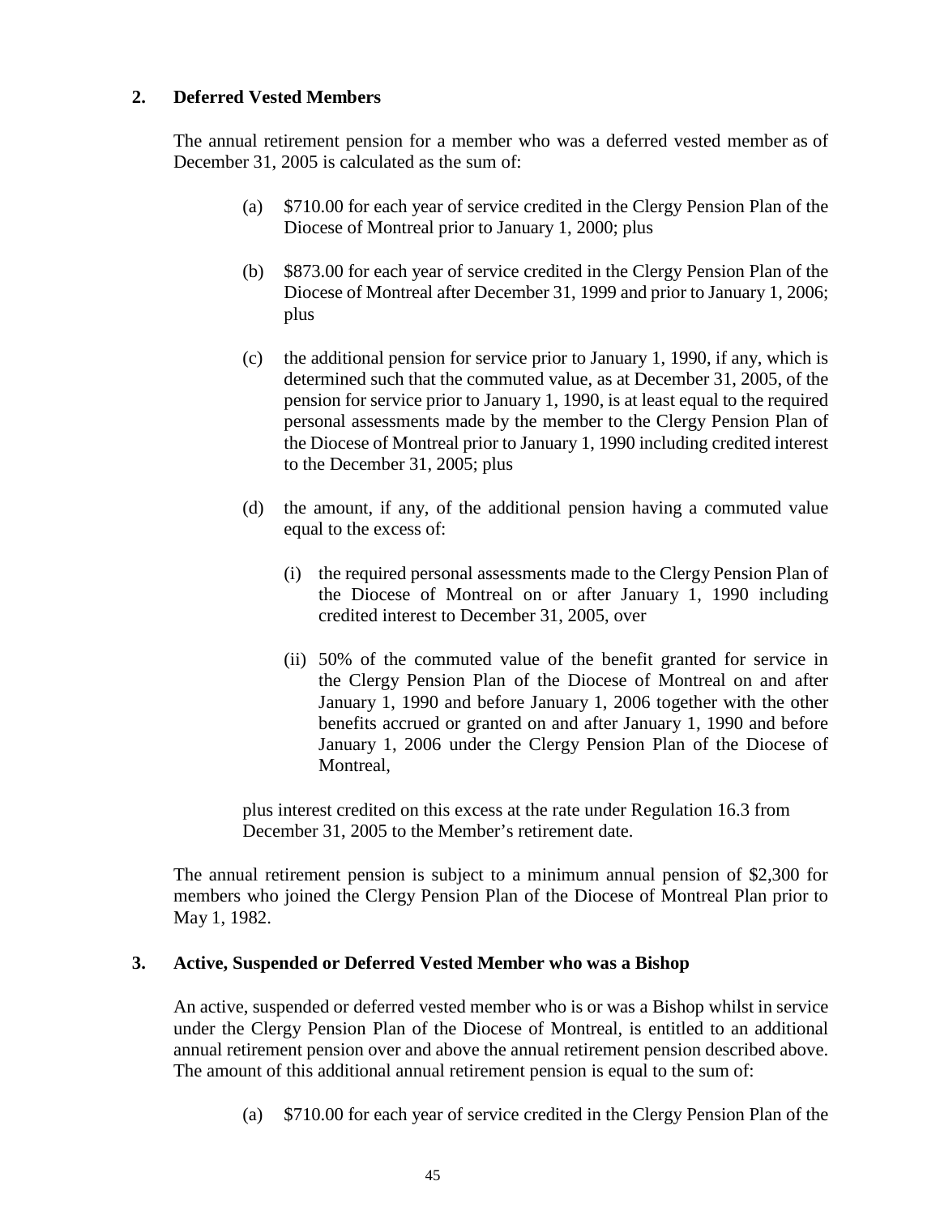## 2. Deferred Vested Members

The annual retirement pension for a member who was a deferred vested member as of December 31, 2005 is calculated as the sum of:

(a) $710.00 for each year of service credited in the Clergy Pension Plan of the Diocese of Montreal prior to January 1, 2000; plus

(b) $873.00 for each year of service credited in the Clergy Pension Plan of the Diocese of Montreal after December 31, 1999 and prior to January 1, 2006; plus

(c) the additional pension for service prior to January 1, 1990, if any, which is determined such that the commuted value, as at December 31, 2005, of the pension for service prior to January 1, 1990, is at least equal to the required personal assessments made by the member to the Clergy Pension Plan of the Diocese of Montreal prior to January 1, 1990 including credited interest to the December 31, 2005; plus

(d) the amount, if any, of the additional pension having a commuted value equal to the excess of:

(i) the required personal assessments made to the Clergy Pension Plan of the Diocese of Montreal on or after January 1, 1990 including credited interest to December 31, 2005, over

(ii) 50% of the commuted value of the benefit granted for service in the Clergy Pension Plan of the Diocese of Montreal on and after January 1, 1990 and before January 1, 2006 together with the other benefits accrued or granted on and after January 1, 1990 and before January 1, 2006 under the Clergy Pension Plan of the Diocese of Montreal,

plus interest credited on this excess at the rate under Regulation 16.3 from December 31, 2005 to the Member's retirement date.

The annual retirement pension is subject to a minimum annual pension of $2,300 for members who joined the Clergy Pension Plan of the Diocese of Montreal Plan prior to May 1, 1982.

## 3. Active, Suspended or Deferred Vested Member who was a Bishop

An active, suspended or deferred vested member who is or was a Bishop whilst in service under the Clergy Pension Plan of the Diocese of Montreal, is entitled to an additional annual retirement pension over and above the annual retirement pension described above. The amount of this additional annual retirement pension is equal to the sum of:

(a) $710.00 for each year of service credited in the Clergy Pension Plan of the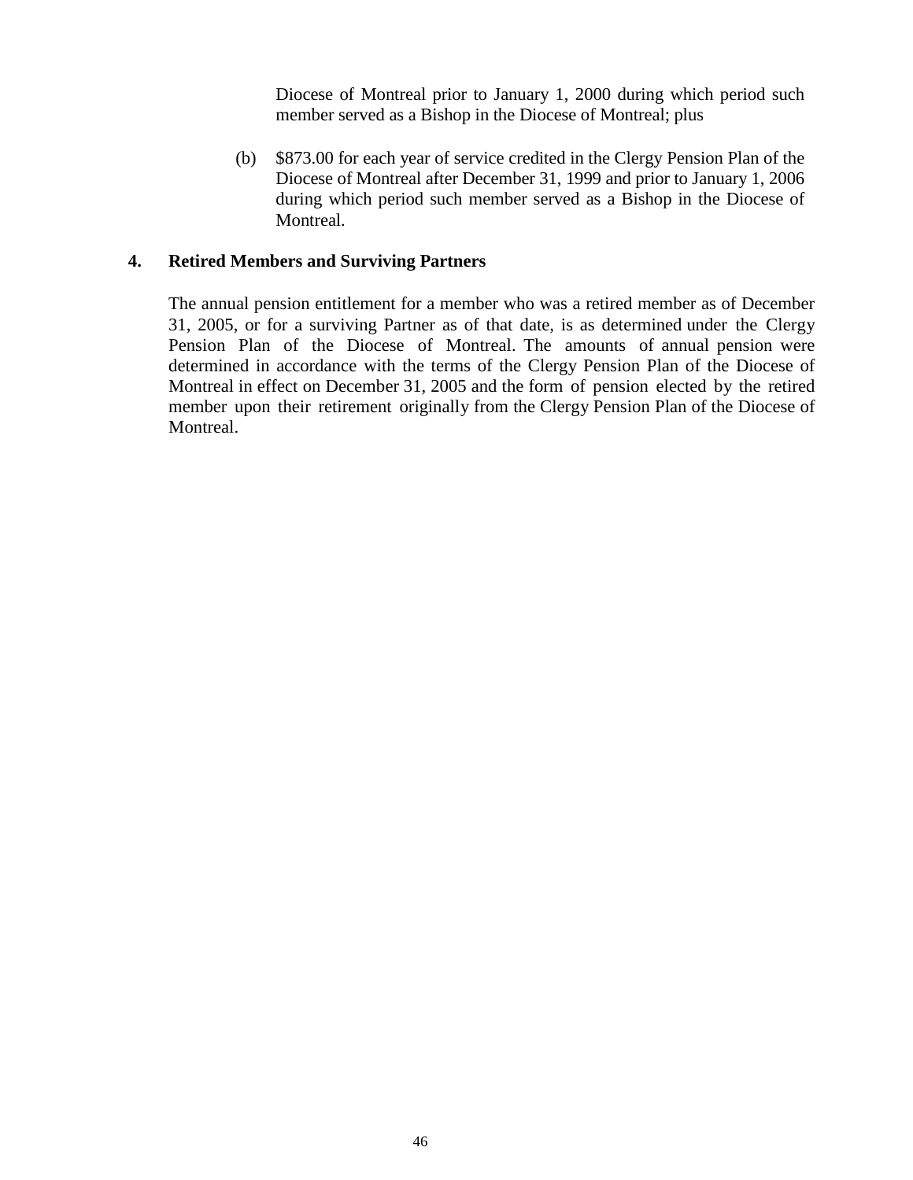Diocese of Montreal prior to January 1, 2000 during which period such member served as a Bishop in the Diocese of Montreal; plus

(b) $873.00 for each year of service credited in the Clergy Pension Plan of the Diocese of Montreal after December 31, 1999 and prior to January 1, 2006 during which period such member served as a Bishop in the Diocese of Montreal.

**4. Retired Members and Surviving Partners**

The annual pension entitlement for a member who was a retired member as of December 31, 2005, or for a surviving Partner as of that date, is as determined under the Clergy Pension Plan of the Diocese of Montreal. The amounts of annual pension were determined in accordance with the terms of the Clergy Pension Plan of the Diocese of Montreal in effect on December 31, 2005 and the form of pension elected by the retired member upon their retirement originally from the Clergy Pension Plan of the Diocese of Montreal.